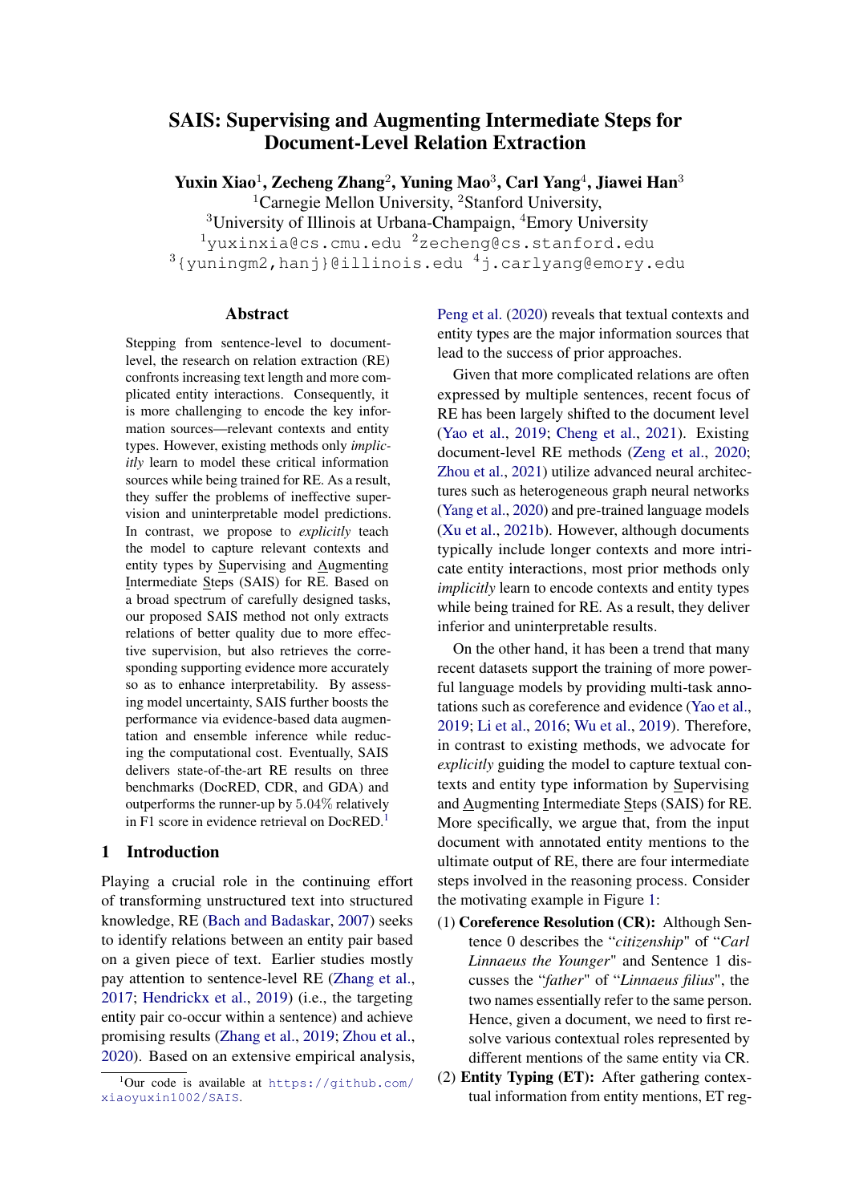# SAIS: Supervising and Augmenting Intermediate Steps for Document-Level Relation Extraction

**Yuxin Xiao**[1], **Zecheng Zhang**[2], **Yuning Mao**[3], **Carl Yang**[4], **Jiawei Han**[3]

[1]Carnegie Mellon University, [2]Stanford University,
[3]University of Illinois at Urbana-Champaign, [4]Emory University

[1]yuxinxia@cs.cmu.edu [2]zecheng@cs.stanford.edu
[3]{yuningm2,hanj}@illinois.edu [4]j.carlyang@emory.edu

## Abstract

Stepping from sentence-level to document-level, the research on relation extraction (RE) confronts increasing text length and more complicated entity interactions. Consequently, it is more challenging to encode the key information sources—relevant contexts and entity types. However, existing methods only *implicitly* learn to model these critical information sources while being trained for RE. As a result, they suffer the problems of ineffective supervision and uninterpretable model predictions. In contrast, we propose to *explicitly* teach the model to capture relevant contexts and entity types by Supervising and Augmenting Intermediate Steps (SAIS) for RE. Based on a broad spectrum of carefully designed tasks, our proposed SAIS method not only extracts relations of better quality due to more effective supervision, but also retrieves the corresponding supporting evidence more accurately so as to enhance interpretability. By assessing model uncertainty, SAIS further boosts the performance via evidence-based data augmentation and ensemble inference while reducing the computational cost. Eventually, SAIS delivers state-of-the-art RE results on three benchmarks (DocRED, CDR, and GDA) and outperforms the runner-up by $5.04\%$ relatively in F1 score in evidence retrieval on DocRED.[1]

## 1 Introduction

Playing a crucial role in the continuing effort of transforming unstructured text into structured knowledge, RE (Bach and Badaskar, 2007) seeks to identify relations between an entity pair based on a given piece of text. Earlier studies mostly pay attention to sentence-level RE (Zhang et al., 2017; Hendrickx et al., 2019) (i.e., the targeting entity pair co-occur within a sentence) and achieve promising results (Zhang et al., 2019; Zhou et al., 2020). Based on an extensive empirical analysis, Peng et al. (2020) reveals that textual contexts and entity types are the major information sources that lead to the success of prior approaches.

Given that more complicated relations are often expressed by multiple sentences, recent focus of RE has been largely shifted to the document level (Yao et al., 2019; Cheng et al., 2021). Existing document-level RE methods (Zeng et al., 2020; Zhou et al., 2021) utilize advanced neural architectures such as heterogeneous graph neural networks (Yang et al., 2020) and pre-trained language models (Xu et al., 2021b). However, although documents typically include longer contexts and more intricate entity interactions, most prior methods only *implicitly* learn to encode contexts and entity types while being trained for RE. As a result, they deliver inferior and uninterpretable results.

On the other hand, it has been a trend that many recent datasets support the training of more powerful language models by providing multi-task annotations such as coreference and evidence (Yao et al., 2019; Li et al., 2016; Wu et al., 2019). Therefore, in contrast to existing methods, we advocate for *explicitly* guiding the model to capture textual contexts and entity type information by Supervising and Augmenting Intermediate Steps (SAIS) for RE. More specifically, we argue that, from the input document with annotated entity mentions to the ultimate output of RE, there are four intermediate steps involved in the reasoning process. Consider the motivating example in Figure 1:

(1) **Coreference Resolution (CR):** Although Sentence 0 describes the "*citizenship*" of "*Carl Linnaeus the Younger*" and Sentence 1 discusses the "*father*" of "*Linnaeus filius*", the two names essentially refer to the same person. Hence, given a document, we need to first resolve various contextual roles represented by different mentions of the same entity via CR.

(2) **Entity Typing (ET):** After gathering contextual information from entity mentions, ET reg-

[1] Our code is available at https://github.com/xiaoyuxin1002/SAIS.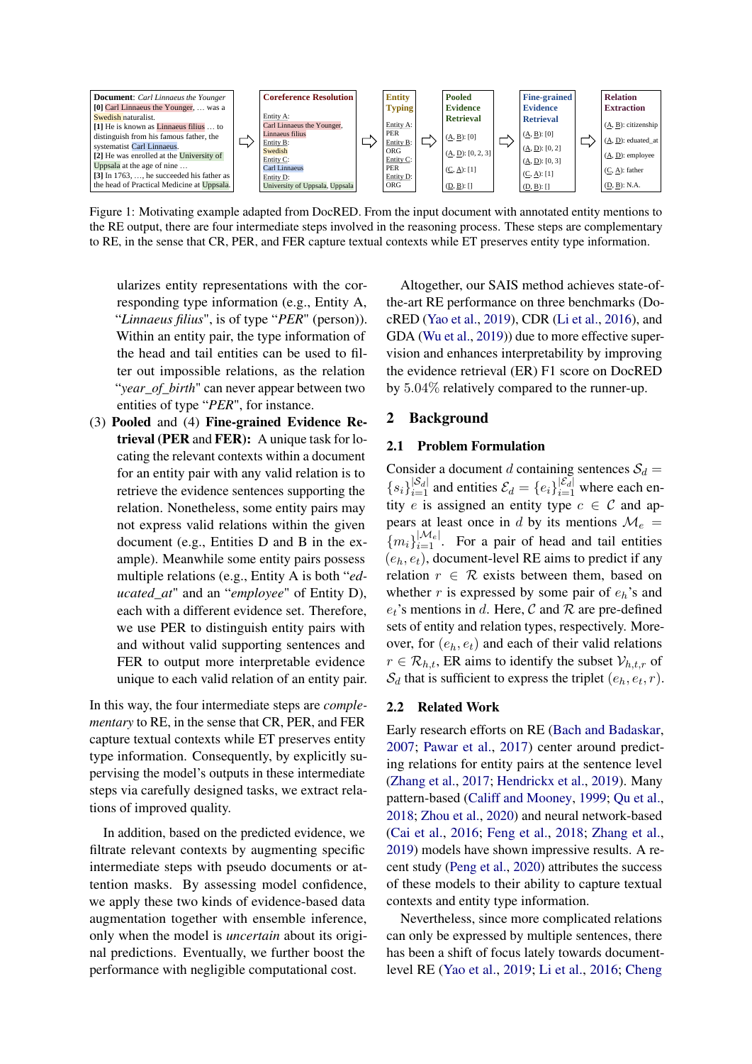**Document**: *Carl Linnaeus the Younger*
[0] Carl Linnaeus the Younger, … was a Swedish naturalist.
[1] He is known as Linnaeus filius … to distinguish him from his famous father, the systematist Carl Linnaeus.
[2] He was enrolled at the University of Uppsala at the age of nine …
[3] In 1763, …, he succeeded his father as the head of Practical Medicine at Uppsala.

⇨ **Coreference Resolution**
Entity A: Carl Linnaeus the Younger, Linnaeus filius
Entity B: Swedish
Entity C: Carl Linnaeus
Entity D: University of Uppsala, Uppsala

⇨ **Entity Typing**
Entity A: PER
Entity B: ORG
Entity C: PER
Entity D: ORG

⇨ **Pooled Evidence Retrieval**
(A, B): [0]
(A, D): [0, 2, 3]
(C, A): [1]
(D, B): []

⇨ **Fine-grained Evidence Retrieval**
(A, B): [0]
(A, D): [0, 2]
(A, D): [0, 3]
(C, A): [1]
(D, B): []

⇨ **Relation Extraction**
(A, B): citizenship
(A, D): eduated_at
(A, D): employee
(C, A): father
(D, B): N.A.

Figure 1: Motivating example adapted from DocRED. From the input document with annotated entity mentions to the RE output, there are four intermediate steps involved in the reasoning process. These steps are complementary to RE, in the sense that CR, PER, and FER capture textual contexts while ET preserves entity type information.

ularizes entity representations with the corresponding type information (e.g., Entity A, "*Linnaeus filius*", is of type "*PER*" (person)). Within an entity pair, the type information of the head and tail entities can be used to filter out impossible relations, as the relation "*year_of_birth*" can never appear between two entities of type "*PER*", for instance.

(3) **Pooled** and (4) **Fine-grained Evidence Retrieval (PER and FER):** A unique task for locating the relevant contexts within a document for an entity pair with any valid relation is to retrieve the evidence sentences supporting the relation. Nonetheless, some entity pairs may not express valid relations within the given document (e.g., Entities D and B in the example). Meanwhile some entity pairs possess multiple relations (e.g., Entity A is both "*educated_at*" and an "*employee*" of Entity D), each with a different evidence set. Therefore, we use PER to distinguish entity pairs with and without valid supporting sentences and FER to output more interpretable evidence unique to each valid relation of an entity pair.

In this way, the four intermediate steps are *complementary* to RE, in the sense that CR, PER, and FER capture textual contexts while ET preserves entity type information. Consequently, by explicitly supervising the model's outputs in these intermediate steps via carefully designed tasks, we extract relations of improved quality.

In addition, based on the predicted evidence, we filtrate relevant contexts by augmenting specific intermediate steps with pseudo documents or attention masks. By assessing model confidence, we apply these two kinds of evidence-based data augmentation together with ensemble inference, only when the model is *uncertain* about its original predictions. Eventually, we further boost the performance with negligible computational cost.

Altogether, our SAIS method achieves state-of-the-art RE performance on three benchmarks (DocRED (Yao et al., 2019), CDR (Li et al., 2016), and GDA (Wu et al., 2019)) due to more effective supervision and enhances interpretability by improving the evidence retrieval (ER) F1 score on DocRED by 5.04% relatively compared to the runner-up.

## 2 Background

### 2.1 Problem Formulation

Consider a document $d$ containing sentences $\mathcal{S}_d = \{s_i\}_{i=1}^{|\mathcal{S}_d|}$ and entities $\mathcal{E}_d = \{e_i\}_{i=1}^{|\mathcal{E}_d|}$ where each entity $e$ is assigned an entity type $c \in \mathcal{C}$ and appears at least once in $d$ by its mentions $\mathcal{M}_e = \{m_i\}_{i=1}^{|\mathcal{M}_e|}$. For a pair of head and tail entities $(e_h, e_t)$, document-level RE aims to predict if any relation $r \in \mathcal{R}$ exists between them, based on whether $r$ is expressed by some pair of $e_h$'s and $e_t$'s mentions in $d$. Here, $\mathcal{C}$ and $\mathcal{R}$ are pre-defined sets of entity and relation types, respectively. Moreover, for $(e_h, e_t)$ and each of their valid relations $r \in \mathcal{R}_{h,t}$, ER aims to identify the subset $\mathcal{V}_{h,t,r}$ of $\mathcal{S}_d$ that is sufficient to express the triplet $(e_h, e_t, r)$.

### 2.2 Related Work

Early research efforts on RE (Bach and Badaskar, 2007; Pawar et al., 2017) center around predicting relations for entity pairs at the sentence level (Zhang et al., 2017; Hendrickx et al., 2019). Many pattern-based (Califf and Mooney, 1999; Qu et al., 2018; Zhou et al., 2020) and neural network-based (Cai et al., 2016; Feng et al., 2018; Zhang et al., 2019) models have shown impressive results. A recent study (Peng et al., 2020) attributes the success of these models to their ability to capture textual contexts and entity type information.

Nevertheless, since more complicated relations can only be expressed by multiple sentences, there has been a shift of focus lately towards document-level RE (Yao et al., 2019; Li et al., 2016; Cheng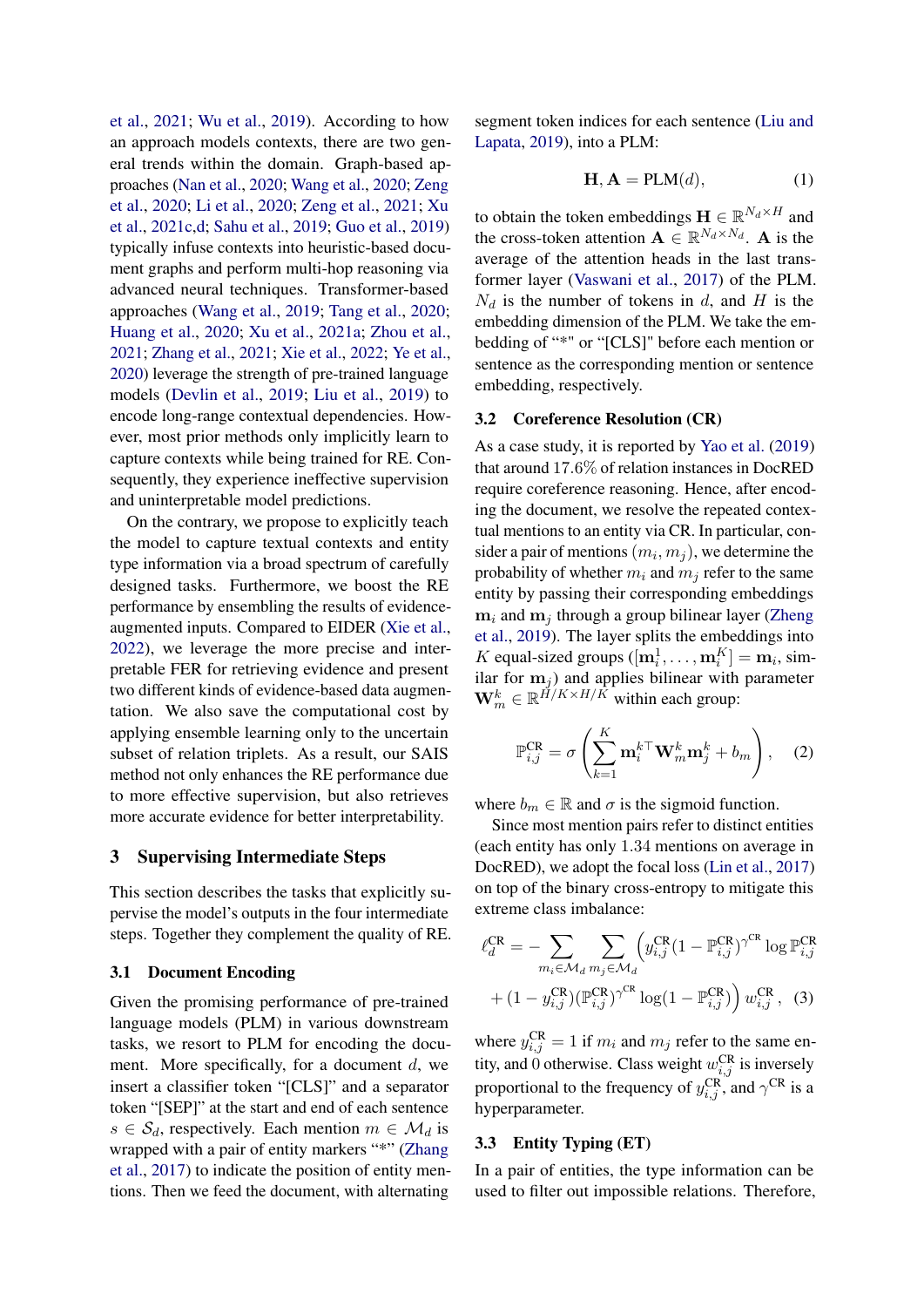et al., 2021; Wu et al., 2019). According to how an approach models contexts, there are two general trends within the domain. Graph-based approaches (Nan et al., 2020; Wang et al., 2020; Zeng et al., 2020; Li et al., 2020; Zeng et al., 2021; Xu et al., 2021c,d; Sahu et al., 2019; Guo et al., 2019) typically infuse contexts into heuristic-based document graphs and perform multi-hop reasoning via advanced neural techniques. Transformer-based approaches (Wang et al., 2019; Tang et al., 2020; Huang et al., 2020; Xu et al., 2021a; Zhou et al., 2021; Zhang et al., 2021; Xie et al., 2022; Ye et al., 2020) leverage the strength of pre-trained language models (Devlin et al., 2019; Liu et al., 2019) to encode long-range contextual dependencies. However, most prior methods only implicitly learn to capture contexts while being trained for RE. Consequently, they experience ineffective supervision and uninterpretable model predictions.

On the contrary, we propose to explicitly teach the model to capture textual contexts and entity type information via a broad spectrum of carefully designed tasks. Furthermore, we boost the RE performance by ensembling the results of evidence-augmented inputs. Compared to EIDER (Xie et al., 2022), we leverage the more precise and interpretable FER for retrieving evidence and present two different kinds of evidence-based data augmentation. We also save the computational cost by applying ensemble learning only to the uncertain subset of relation triplets. As a result, our SAIS method not only enhances the RE performance due to more effective supervision, but also retrieves more accurate evidence for better interpretability.

## 3 Supervising Intermediate Steps

This section describes the tasks that explicitly supervise the model's outputs in the four intermediate steps. Together they complement the quality of RE.

### 3.1 Document Encoding

Given the promising performance of pre-trained language models (PLM) in various downstream tasks, we resort to PLM for encoding the document. More specifically, for a document $d$, we insert a classifier token "[CLS]" and a separator token "[SEP]" at the start and end of each sentence $s \in \mathcal{S}_d$, respectively. Each mention $m \in \mathcal{M}_d$ is wrapped with a pair of entity markers "*" (Zhang et al., 2017) to indicate the position of entity mentions. Then we feed the document, with alternating segment token indices for each sentence (Liu and Lapata, 2019), into a PLM:

$$\mathbf{H}, \mathbf{A} = \text{PLM}(d), \tag{1}$$

to obtain the token embeddings $\mathbf{H} \in \mathbb{R}^{N_d \times H}$ and the cross-token attention $\mathbf{A} \in \mathbb{R}^{N_d \times N_d}$. $\mathbf{A}$ is the average of the attention heads in the last transformer layer (Vaswani et al., 2017) of the PLM. $N_d$ is the number of tokens in $d$, and $H$ is the embedding dimension of the PLM. We take the embedding of "*" or "[CLS]" before each mention or sentence as the corresponding mention or sentence embedding, respectively.

### 3.2 Coreference Resolution (CR)

As a case study, it is reported by Yao et al. (2019) that around 17.6% of relation instances in DocRED require coreference reasoning. Hence, after encoding the document, we resolve the repeated contextual mentions to an entity via CR. In particular, consider a pair of mentions $(m_i, m_j)$, we determine the probability of whether $m_i$ and $m_j$ refer to the same entity by passing their corresponding embeddings $\mathbf{m}_i$ and $\mathbf{m}_j$ through a group bilinear layer (Zheng et al., 2019). The layer splits the embeddings into $K$ equal-sized groups ($[\mathbf{m}_i^1, \ldots, \mathbf{m}_i^K] = \mathbf{m}_i$, similar for $\mathbf{m}_j$) and applies bilinear with parameter $\mathbf{W}_m^k \in \mathbb{R}^{H/K \times H/K}$ within each group:

$$\mathbb{P}_{i,j}^{\text{CR}} = \sigma\left(\sum_{k=1}^{K} \mathbf{m}_i^{k\top} \mathbf{W}_m^k \mathbf{m}_j^k + b_m\right), \tag{2}$$

where $b_m \in \mathbb{R}$ and $\sigma$ is the sigmoid function.

Since most mention pairs refer to distinct entities (each entity has only 1.34 mentions on average in DocRED), we adopt the focal loss (Lin et al., 2017) on top of the binary cross-entropy to mitigate this extreme class imbalance:

$$\begin{aligned}\ell_d^{\text{CR}} = &- \sum_{m_i \in \mathcal{M}_d} \sum_{m_j \in \mathcal{M}_d} \Big( y_{i,j}^{\text{CR}} (1 - \mathbb{P}_{i,j}^{\text{CR}})^{\gamma^{\text{CR}}} \log \mathbb{P}_{i,j}^{\text{CR}} \\ &+ (1 - y_{i,j}^{\text{CR}}) (\mathbb{P}_{i,j}^{\text{CR}})^{\gamma^{\text{CR}}} \log(1 - \mathbb{P}_{i,j}^{\text{CR}}) \Big) \, w_{i,j}^{\text{CR}}, \end{aligned} \tag{3}$$

where $y_{i,j}^{\text{CR}} = 1$ if $m_i$ and $m_j$ refer to the same entity, and 0 otherwise. Class weight $w_{i,j}^{\text{CR}}$ is inversely proportional to the frequency of $y_{i,j}^{\text{CR}}$, and $\gamma^{\text{CR}}$ is a hyperparameter.

### 3.3 Entity Typing (ET)

In a pair of entities, the type information can be used to filter out impossible relations. Therefore,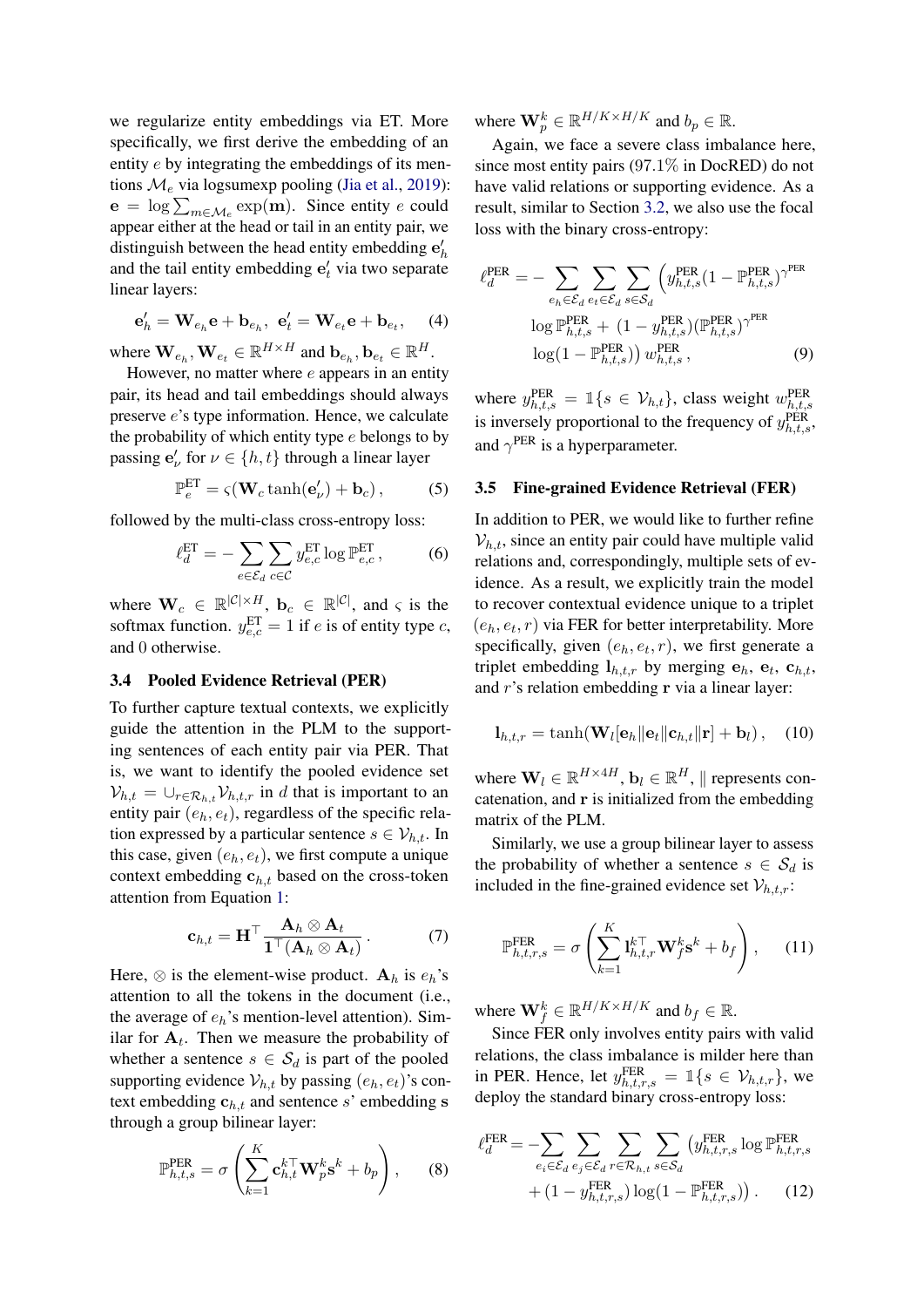we regularize entity embeddings via ET. More specifically, we first derive the embedding of an entity $e$ by integrating the embeddings of its mentions $\mathcal{M}_e$ via logsumexp pooling (Jia et al., 2019): $\mathbf{e} = \log \sum_{m \in \mathcal{M}_e} \exp(\mathbf{m})$. Since entity $e$ could appear either at the head or tail in an entity pair, we distinguish between the head entity embedding $\mathbf{e}'_h$ and the tail entity embedding $\mathbf{e}'_t$ via two separate linear layers:

$$\mathbf{e}'_h = \mathbf{W}_{e_h}\mathbf{e} + \mathbf{b}_{e_h}, \;\; \mathbf{e}'_t = \mathbf{W}_{e_t}\mathbf{e} + \mathbf{b}_{e_t}, \quad (4)$$

where $\mathbf{W}_{e_h}, \mathbf{W}_{e_t} \in \mathbb{R}^{H \times H}$ and $\mathbf{b}_{e_h}, \mathbf{b}_{e_t} \in \mathbb{R}^H$.

However, no matter where $e$ appears in an entity pair, its head and tail embeddings should always preserve $e$'s type information. Hence, we calculate the probability of which entity type $e$ belongs to by passing $\mathbf{e}'_\nu$ for $\nu \in \{h, t\}$ through a linear layer

$$\mathbb{P}^{\text{ET}}_e = \varsigma(\mathbf{W}_c \tanh(\mathbf{e}'_\nu) + \mathbf{b}_c), \quad (5)$$

followed by the multi-class cross-entropy loss:

$$\ell^{\text{ET}}_d = -\sum_{e \in \mathcal{E}_d} \sum_{c \in \mathcal{C}} y^{\text{ET}}_{e,c} \log \mathbb{P}^{\text{ET}}_{e,c}, \quad (6)$$

where $\mathbf{W}_c \in \mathbb{R}^{|\mathcal{C}| \times H}$, $\mathbf{b}_c \in \mathbb{R}^{|\mathcal{C}|}$, and $\varsigma$ is the softmax function. $y^{\text{ET}}_{e,c} = 1$ if $e$ is of entity type $c$, and 0 otherwise.

### 3.4 Pooled Evidence Retrieval (PER)

To further capture textual contexts, we explicitly guide the attention in the PLM to the supporting sentences of each entity pair via PER. That is, we want to identify the pooled evidence set $\mathcal{V}_{h,t} = \cup_{r \in \mathcal{R}_{h,t}} \mathcal{V}_{h,t,r}$ in $d$ that is important to an entity pair $(e_h, e_t)$, regardless of the specific relation expressed by a particular sentence $s \in \mathcal{V}_{h,t}$. In this case, given $(e_h, e_t)$, we first compute a unique context embedding $\mathbf{c}_{h,t}$ based on the cross-token attention from Equation 1:

$$\mathbf{c}_{h,t} = \mathbf{H}^\top \frac{\mathbf{A}_h \otimes \mathbf{A}_t}{\mathbf{1}^\top(\mathbf{A}_h \otimes \mathbf{A}_t)}. \quad (7)$$

Here, $\otimes$ is the element-wise product. $\mathbf{A}_h$ is $e_h$'s attention to all the tokens in the document (i.e., the average of $e_h$'s mention-level attention). Similar for $\mathbf{A}_t$. Then we measure the probability of whether a sentence $s \in \mathcal{S}_d$ is part of the pooled supporting evidence $\mathcal{V}_{h,t}$ by passing $(e_h, e_t)$'s context embedding $\mathbf{c}_{h,t}$ and sentence $s$' embedding $\mathbf{s}$ through a group bilinear layer:

$$\mathbb{P}^{\text{PER}}_{h,t,s} = \sigma\left(\sum_{k=1}^{K} \mathbf{c}^{k\top}_{h,t} \mathbf{W}^k_p \mathbf{s}^k + b_p\right), \quad (8)$$

where $\mathbf{W}^k_p \in \mathbb{R}^{H/K \times H/K}$ and $b_p \in \mathbb{R}$.

Again, we face a severe class imbalance here, since most entity pairs (97.1% in DocRED) do not have valid relations or supporting evidence. As a result, similar to Section 3.2, we also use the focal loss with the binary cross-entropy:

$$\ell^{\text{PER}}_d = -\sum_{e_h \in \mathcal{E}_d} \sum_{e_t \in \mathcal{E}_d} \sum_{s \in \mathcal{S}_d} \Big( y^{\text{PER}}_{h,t,s} (1 - \mathbb{P}^{\text{PER}}_{h,t,s})^{\gamma^{\text{PER}}} \log \mathbb{P}^{\text{PER}}_{h,t,s} + (1 - y^{\text{PER}}_{h,t,s})(\mathbb{P}^{\text{PER}}_{h,t,s})^{\gamma^{\text{PER}}} \log(1 - \mathbb{P}^{\text{PER}}_{h,t,s}) \Big) w^{\text{PER}}_{h,t,s}, \quad (9)$$

where $y^{\text{PER}}_{h,t,s} = \mathbb{1}\{s \in \mathcal{V}_{h,t}\}$, class weight $w^{\text{PER}}_{h,t,s}$ is inversely proportional to the frequency of $y^{\text{PER}}_{h,t,s}$, and $\gamma^{\text{PER}}$ is a hyperparameter.

### 3.5 Fine-grained Evidence Retrieval (FER)

In addition to PER, we would like to further refine $\mathcal{V}_{h,t}$, since an entity pair could have multiple valid relations and, correspondingly, multiple sets of evidence. As a result, we explicitly train the model to recover contextual evidence unique to a triplet $(e_h, e_t, r)$ via FER for better interpretability. More specifically, given $(e_h, e_t, r)$, we first generate a triplet embedding $\mathbf{l}_{h,t,r}$ by merging $\mathbf{e}_h$, $\mathbf{e}_t$, $\mathbf{c}_{h,t}$, and $r$'s relation embedding $\mathbf{r}$ via a linear layer:

$$\mathbf{l}_{h,t,r} = \tanh(\mathbf{W}_l[\mathbf{e}_h \| \mathbf{e}_t \| \mathbf{c}_{h,t} \| \mathbf{r}] + \mathbf{b}_l), \quad (10)$$

where $\mathbf{W}_l \in \mathbb{R}^{H \times 4H}$, $\mathbf{b}_l \in \mathbb{R}^H$, $\|$ represents concatenation, and $\mathbf{r}$ is initialized from the embedding matrix of the PLM.

Similarly, we use a group bilinear layer to assess the probability of whether a sentence $s \in \mathcal{S}_d$ is included in the fine-grained evidence set $\mathcal{V}_{h,t,r}$:

$$\mathbb{P}^{\text{FER}}_{h,t,r,s} = \sigma\left(\sum_{k=1}^{K} \mathbf{l}^{k\top}_{h,t,r} \mathbf{W}^k_f \mathbf{s}^k + b_f\right), \quad (11)$$

where $\mathbf{W}^k_f \in \mathbb{R}^{H/K \times H/K}$ and $b_f \in \mathbb{R}$.

Since FER only involves entity pairs with valid relations, the class imbalance is milder here than in PER. Hence, let $y^{\text{FER}}_{h,t,r,s} = \mathbb{1}\{s \in \mathcal{V}_{h,t,r}\}$, we deploy the standard binary cross-entropy loss:

$$\ell^{\text{FER}}_d = -\sum_{e_i \in \mathcal{E}_d} \sum_{e_j \in \mathcal{E}_d} \sum_{r \in \mathcal{R}_{h,t}} \sum_{s \in \mathcal{S}_d} \big( y^{\text{FER}}_{h,t,r,s} \log \mathbb{P}^{\text{FER}}_{h,t,r,s} + (1 - y^{\text{FER}}_{h,t,r,s}) \log(1 - \mathbb{P}^{\text{FER}}_{h,t,r,s}) \big). \quad (12)$$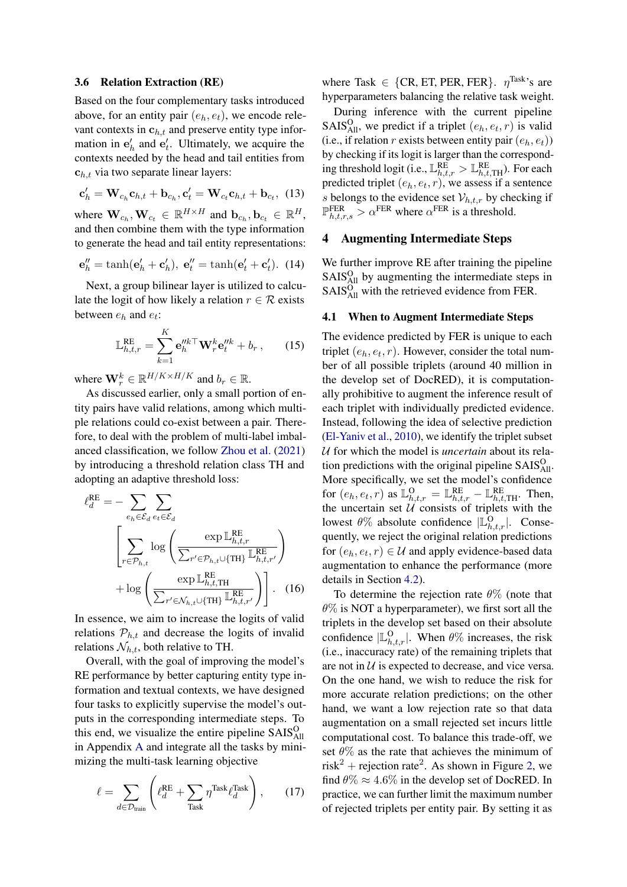### 3.6 Relation Extraction (RE)

Based on the four complementary tasks introduced above, for an entity pair $(e_h, e_t)$, we encode relevant contexts in $\mathbf{c}_{h,t}$ and preserve entity type information in $\mathbf{e}'_h$ and $\mathbf{e}'_t$. Ultimately, we acquire the contexts needed by the head and tail entities from $\mathbf{c}_{h,t}$ via two separate linear layers:

$$\mathbf{c}'_h = \mathbf{W}_{c_h}\mathbf{c}_{h,t} + \mathbf{b}_{c_h}, \mathbf{c}'_t = \mathbf{W}_{c_t}\mathbf{c}_{h,t} + \mathbf{b}_{c_t}, \quad (13)$$

where $\mathbf{W}_{c_h}, \mathbf{W}_{c_t} \in \mathbb{R}^{H\times H}$ and $\mathbf{b}_{c_h}, \mathbf{b}_{c_t} \in \mathbb{R}^{H}$, and then combine them with the type information to generate the head and tail entity representations:

$$\mathbf{e}''_h = \tanh(\mathbf{e}'_h + \mathbf{c}'_h), \ \mathbf{e}''_t = \tanh(\mathbf{e}'_t + \mathbf{c}'_t). \quad (14)$$

Next, a group bilinear layer is utilized to calculate the logit of how likely a relation $r \in \mathcal{R}$ exists between $e_h$ and $e_t$:

$$\mathbb{L}^{\text{RE}}_{h,t,r} = \sum_{k=1}^{K} \mathbf{e}''^{k\top}_h \mathbf{W}^k_r \mathbf{e}''^{k}_t + b_r \,, \quad (15)$$

where $\mathbf{W}^k_r \in \mathbb{R}^{H/K\times H/K}$ and $b_r \in \mathbb{R}$.

As discussed earlier, only a small portion of entity pairs have valid relations, among which multiple relations could co-exist between a pair. Therefore, to deal with the problem of multi-label imbalanced classification, we follow Zhou et al. (2021) by introducing a threshold relation class TH and adopting an adaptive threshold loss:

$$\ell^{\text{RE}}_d = -\sum_{e_h\in\mathcal{E}_d}\sum_{e_t\in\mathcal{E}_d} \Bigg[\sum_{r\in\mathcal{P}_{h,t}} \log\left(\frac{\exp \mathbb{L}^{\text{RE}}_{h,t,r}}{\sum_{r'\in\mathcal{P}_{h,t}\cup\{\text{TH}\}} \mathbb{L}^{\text{RE}}_{h,t,r'}}\right) + \log\left(\frac{\exp \mathbb{L}^{\text{RE}}_{h,t,\text{TH}}}{\sum_{r'\in\mathcal{N}_{h,t}\cup\{\text{TH}\}} \mathbb{L}^{\text{RE}}_{h,t,r'}}\right)\Bigg]. \quad (16)$$

In essence, we aim to increase the logits of valid relations $\mathcal{P}_{h,t}$ and decrease the logits of invalid relations $\mathcal{N}_{h,t}$, both relative to TH.

Overall, with the goal of improving the model's RE performance by better capturing entity type information and textual contexts, we have designed four tasks to explicitly supervise the model's outputs in the corresponding intermediate steps. To this end, we visualize the entire pipeline $\text{SAIS}^{\text{O}}_{\text{All}}$ in Appendix A and integrate all the tasks by minimizing the multi-task learning objective

$$\ell = \sum_{d\in\mathcal{D}_{\text{train}}} \left(\ell^{\text{RE}}_d + \sum_{\text{Task}} \eta^{\text{Task}} \ell^{\text{Task}}_d\right), \quad (17)$$

where Task $\in$ {CR, ET, PER, FER}. $\eta^{\text{Task}}$'s are hyperparameters balancing the relative task weight.

During inference with the current pipeline $\text{SAIS}^{\text{O}}_{\text{All}}$, we predict if a triplet $(e_h, e_t, r)$ is valid (i.e., if relation $r$ exists between entity pair $(e_h, e_t)$) by checking if its logit is larger than the corresponding threshold logit (i.e., $\mathbb{L}^{\text{RE}}_{h,t,r} > \mathbb{L}^{\text{RE}}_{h,t,\text{TH}}$). For each predicted triplet $(e_h, e_t, r)$, we assess if a sentence $s$ belongs to the evidence set $\mathcal{V}_{h,t,r}$ by checking if $\mathbb{P}^{\text{FER}}_{h,t,r,s} > \alpha^{\text{FER}}$ where $\alpha^{\text{FER}}$ is a threshold.

## 4 Augmenting Intermediate Steps

We further improve RE after training the pipeline $\text{SAIS}^{\text{O}}_{\text{All}}$ by augmenting the intermediate steps in $\text{SAIS}^{\text{O}}_{\text{All}}$ with the retrieved evidence from FER.

### 4.1 When to Augment Intermediate Steps

The evidence predicted by FER is unique to each triplet $(e_h, e_t, r)$. However, consider the total number of all possible triplets (around 40 million in the develop set of DocRED), it is computationally prohibitive to augment the inference result of each triplet with individually predicted evidence. Instead, following the idea of selective prediction (El-Yaniv et al., 2010), we identify the triplet subset $\mathcal{U}$ for which the model is *uncertain* about its relation predictions with the original pipeline $\text{SAIS}^{\text{O}}_{\text{All}}$. More specifically, we set the model's confidence for $(e_h, e_t, r)$ as $\mathbb{L}^{\text{O}}_{h,t,r} = \mathbb{L}^{\text{RE}}_{h,t,r} - \mathbb{L}^{\text{RE}}_{h,t,\text{TH}}$. Then, the uncertain set $\mathcal{U}$ consists of triplets with the lowest $\theta\%$ absolute confidence $|\mathbb{L}^{\text{O}}_{h,t,r}|$. Consequently, we reject the original relation predictions for $(e_h, e_t, r) \in \mathcal{U}$ and apply evidence-based data augmentation to enhance the performance (more details in Section 4.2).

To determine the rejection rate $\theta\%$ (note that $\theta\%$ is NOT a hyperparameter), we first sort all the triplets in the develop set based on their absolute confidence $|\mathbb{L}^{\text{O}}_{h,t,r}|$. When $\theta\%$ increases, the risk (i.e., inaccuracy rate) of the remaining triplets that are not in $\mathcal{U}$ is expected to decrease, and vice versa. On the one hand, we wish to reduce the risk for more accurate relation predictions; on the other hand, we want a low rejection rate so that data augmentation on a small rejected set incurs little computational cost. To balance this trade-off, we set $\theta\%$ as the rate that achieves the minimum of $\text{risk}^2 + \text{rejection rate}^2$. As shown in Figure 2, we find $\theta\% \approx 4.6\%$ in the develop set of DocRED. In practice, we can further limit the maximum number of rejected triplets per entity pair. By setting it as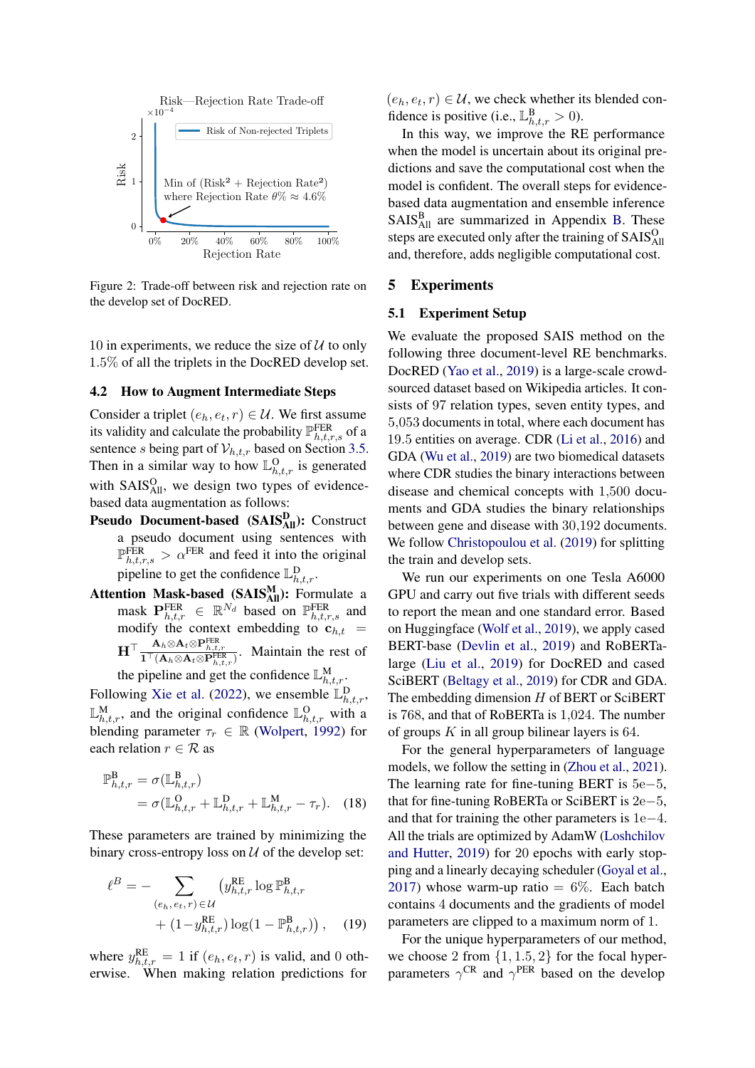Figure 2: Trade-off between risk and rejection rate on the develop set of DocRED.

10 in experiments, we reduce the size of $\mathcal{U}$ to only 1.5% of all the triplets in the DocRED develop set.

### 4.2 How to Augment Intermediate Steps

Consider a triplet $(e_h, e_t, r) \in \mathcal{U}$. We first assume its validity and calculate the probability $\mathbb{P}^{\text{FER}}_{h,t,r,s}$ of a sentence $s$ being part of $\mathcal{V}_{h,t,r}$ based on Section 3.5. Then in a similar way to how $\mathbb{L}^{\text{O}}_{h,t,r}$ is generated with $\text{SAIS}^{\text{O}}_{\text{All}}$, we design two types of evidence-based data augmentation as follows:

**Pseudo Document-based ($\text{SAIS}^{\text{D}}_{\text{All}}$):** Construct a pseudo document using sentences with $\mathbb{P}^{\text{FER}}_{h,t,r,s} > \alpha^{\text{FER}}$ and feed it into the original pipeline to get the confidence $\mathbb{L}^{\text{D}}_{h,t,r}$.

**Attention Mask-based ($\text{SAIS}^{\text{M}}_{\text{All}}$):** Formulate a mask $\mathbf{P}^{\text{FER}}_{h,t,r} \in \mathbb{R}^{N_d}$ based on $\mathbb{P}^{\text{FER}}_{h,t,r,s}$ and modify the context embedding to $\mathbf{c}_{h,t} = \mathbf{H}^\top \frac{\mathbf{A}_h \otimes \mathbf{A}_t \otimes \mathbf{P}^{\text{FER}}_{h,t,r}}{\mathbf{1}^\top(\mathbf{A}_h \otimes \mathbf{A}_t \otimes \mathbf{P}^{\text{FER}}_{h,t,r})}$. Maintain the rest of the pipeline and get the confidence $\mathbb{L}^{\text{M}}_{h,t,r}$.

Following Xie et al. (2022), we ensemble $\mathbb{L}^{\text{D}}_{h,t,r}$, $\mathbb{L}^{\text{M}}_{h,t,r}$, and the original confidence $\mathbb{L}^{\text{O}}_{h,t,r}$ with a blending parameter $\tau_r \in \mathbb{R}$ (Wolpert, 1992) for each relation $r \in \mathcal{R}$ as

$$
\begin{aligned}
\mathbb{P}^{\text{B}}_{h,t,r} &= \sigma(\mathbb{L}^{\text{B}}_{h,t,r}) \\
&= \sigma(\mathbb{L}^{\text{O}}_{h,t,r} + \mathbb{L}^{\text{D}}_{h,t,r} + \mathbb{L}^{\text{M}}_{h,t,r} - \tau_r). \quad (18)
\end{aligned}
$$

These parameters are trained by minimizing the binary cross-entropy loss on $\mathcal{U}$ of the develop set:

$$
\begin{aligned}
\ell^B = - \sum_{(e_h, e_t, r) \in \mathcal{U}} & \big( y^{\text{RE}}_{h,t,r} \log \mathbb{P}^{\text{B}}_{h,t,r} \\
& + (1 - y^{\text{RE}}_{h,t,r}) \log(1 - \mathbb{P}^{\text{B}}_{h,t,r}) \big), \quad (19)
\end{aligned}
$$

where $y^{\text{RE}}_{h,t,r} = 1$ if $(e_h, e_t, r)$ is valid, and 0 otherwise. When making relation predictions for $(e_h, e_t, r) \in \mathcal{U}$, we check whether its blended confidence is positive (i.e., $\mathbb{L}^{\text{B}}_{h,t,r} > 0$).

In this way, we improve the RE performance when the model is uncertain about its original predictions and save the computational cost when the model is confident. The overall steps for evidence-based data augmentation and ensemble inference $\text{SAIS}^{\text{B}}_{\text{All}}$ are summarized in Appendix B. These steps are executed only after the training of $\text{SAIS}^{\text{O}}_{\text{All}}$ and, therefore, adds negligible computational cost.

## 5 Experiments

### 5.1 Experiment Setup

We evaluate the proposed SAIS method on the following three document-level RE benchmarks. DocRED (Yao et al., 2019) is a large-scale crowd-sourced dataset based on Wikipedia articles. It consists of 97 relation types, seven entity types, and 5,053 documents in total, where each document has 19.5 entities on average. CDR (Li et al., 2016) and GDA (Wu et al., 2019) are two biomedical datasets where CDR studies the binary interactions between disease and chemical concepts with 1,500 documents and GDA studies the binary relationships between gene and disease with 30,192 documents. We follow Christopoulou et al. (2019) for splitting the train and develop sets.

We run our experiments on one Tesla A6000 GPU and carry out five trials with different seeds to report the mean and one standard error. Based on Huggingface (Wolf et al., 2019), we apply cased BERT-base (Devlin et al., 2019) and RoBERTa-large (Liu et al., 2019) for DocRED and cased SciBERT (Beltagy et al., 2019) for CDR and GDA. The embedding dimension $H$ of BERT or SciBERT is 768, and that of RoBERTa is 1,024. The number of groups $K$ in all group bilinear layers is 64.

For the general hyperparameters of language models, we follow the setting in (Zhou et al., 2021). The learning rate for fine-tuning BERT is 5e−5, that for fine-tuning RoBERTa or SciBERT is 2e−5, and that for training the other parameters is 1e−4. All the trials are optimized by AdamW (Loshchilov and Hutter, 2019) for 20 epochs with early stopping and a linearly decaying scheduler (Goyal et al., 2017) whose warm-up ratio = 6%. Each batch contains 4 documents and the gradients of model parameters are clipped to a maximum norm of 1.

For the unique hyperparameters of our method, we choose 2 from $\{1, 1.5, 2\}$ for the focal hyperparameters $\gamma^{\text{CR}}$ and $\gamma^{\text{PER}}$ based on the develop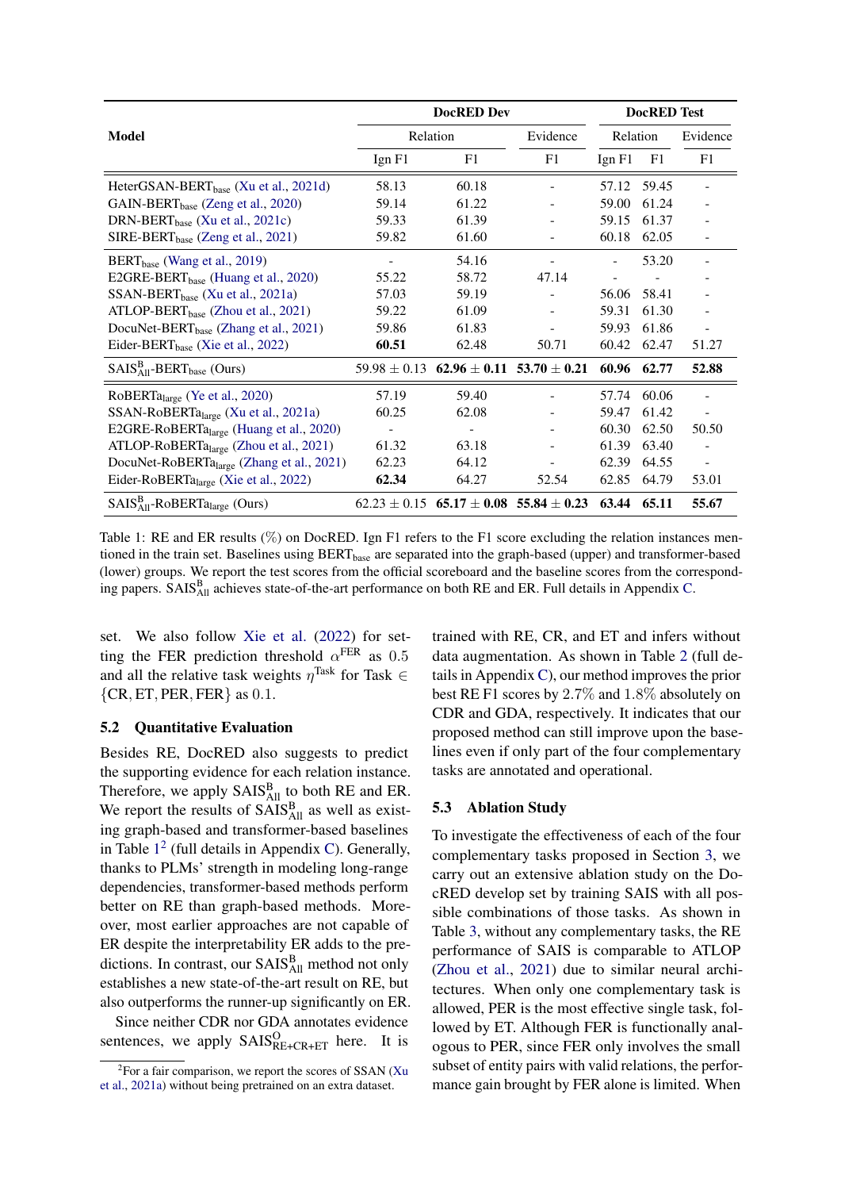| Model | DocRED Dev | | | DocRED Test | | |
|---|---|---|---|---|---|---|
| | Relation | | Evidence | Relation | | Evidence |
| | Ign F1 | F1 | F1 | Ign F1 | F1 | F1 |
| HeterGSAN-BERT$_{\text{base}}$ (Xu et al., 2021d) | 58.13 | 60.18 | - | 57.12 | 59.45 | - |
| GAIN-BERT$_{\text{base}}$ (Zeng et al., 2020) | 59.14 | 61.22 | - | 59.00 | 61.24 | - |
| DRN-BERT$_{\text{base}}$ (Xu et al., 2021c) | 59.33 | 61.39 | - | 59.15 | 61.37 | - |
| SIRE-BERT$_{\text{base}}$ (Zeng et al., 2021) | 59.82 | 61.60 | - | 60.18 | 62.05 | - |
| BERT$_{\text{base}}$ (Wang et al., 2019) | - | 54.16 | - | - | 53.20 | - |
| E2GRE-BERT$_{\text{base}}$ (Huang et al., 2020) | 55.22 | 58.72 | 47.14 | - | - | - |
| SSAN-BERT$_{\text{base}}$ (Xu et al., 2021a) | 57.03 | 59.19 | - | 56.06 | 58.41 | - |
| ATLOP-BERT$_{\text{base}}$ (Zhou et al., 2021) | 59.22 | 61.09 | - | 59.31 | 61.30 | - |
| DocuNet-BERT$_{\text{base}}$ (Zhang et al., 2021) | 59.86 | 61.83 | - | 59.93 | 61.86 | - |
| Eider-BERT$_{\text{base}}$ (Xie et al., 2022) | **60.51** | 62.48 | 50.71 | 60.42 | 62.47 | 51.27 |
| SAIS$^{\text{B}}_{\text{All}}$-BERT$_{\text{base}}$ (Ours) | 59.98 ± 0.13 | **62.96 ± 0.11** | **53.70 ± 0.21** | **60.96** | **62.77** | **52.88** |
| RoBERTa$_{\text{large}}$ (Ye et al., 2020) | 57.19 | 59.40 | - | 57.74 | 60.06 | - |
| SSAN-RoBERTa$_{\text{large}}$ (Xu et al., 2021a) | 60.25 | 62.08 | - | 59.47 | 61.42 | - |
| E2GRE-RoBERTa$_{\text{large}}$ (Huang et al., 2020) | - | - | - | 60.30 | 62.50 | 50.50 |
| ATLOP-RoBERTa$_{\text{large}}$ (Zhou et al., 2021) | 61.32 | 63.18 | - | 61.39 | 63.40 | - |
| DocuNet-RoBERTa$_{\text{large}}$ (Zhang et al., 2021) | 62.23 | 64.12 | - | 62.39 | 64.55 | - |
| Eider-RoBERTa$_{\text{large}}$ (Xie et al., 2022) | **62.34** | 64.27 | 52.54 | 62.85 | 64.79 | 53.01 |
| SAIS$^{\text{B}}_{\text{All}}$-RoBERTa$_{\text{large}}$ (Ours) | 62.23 ± 0.15 | **65.17 ± 0.08** | **55.84 ± 0.23** | **63.44** | **65.11** | **55.67** |

Table 1: RE and ER results (%) on DocRED. Ign F1 refers to the F1 score excluding the relation instances mentioned in the train set. Baselines using BERT$_{\text{base}}$ are separated into the graph-based (upper) and transformer-based (lower) groups. We report the test scores from the official scoreboard and the baseline scores from the corresponding papers. SAIS$^{\text{B}}_{\text{All}}$ achieves state-of-the-art performance on both RE and ER. Full details in Appendix C.

set. We also follow Xie et al. (2022) for setting the FER prediction threshold $\alpha^{\text{FER}}$ as $0.5$ and all the relative task weights $\eta^{\text{Task}}$ for Task $\in \{\text{CR}, \text{ET}, \text{PER}, \text{FER}\}$ as $0.1$.

### 5.2 Quantitative Evaluation

Besides RE, DocRED also suggests to predict the supporting evidence for each relation instance. Therefore, we apply SAIS$^{\text{B}}_{\text{All}}$ to both RE and ER. We report the results of SAIS$^{\text{B}}_{\text{All}}$ as well as existing graph-based and transformer-based baselines in Table 1[2] (full details in Appendix C). Generally, thanks to PLMs' strength in modeling long-range dependencies, transformer-based methods perform better on RE than graph-based methods. Moreover, most earlier approaches are not capable of ER despite the interpretability ER adds to the predictions. In contrast, our SAIS$^{\text{B}}_{\text{All}}$ method not only establishes a new state-of-the-art result on RE, but also outperforms the runner-up significantly on ER.

Since neither CDR nor GDA annotates evidence sentences, we apply SAIS$^{\text{O}}_{\text{RE+CR+ET}}$ here. It is trained with RE, CR, and ET and infers without data augmentation. As shown in Table 2 (full details in Appendix C), our method improves the prior best RE F1 scores by 2.7% and 1.8% absolutely on CDR and GDA, respectively. It indicates that our proposed method can still improve upon the baselines even if only part of the four complementary tasks are annotated and operational.

[2] For a fair comparison, we report the scores of SSAN (Xu et al., 2021a) without being pretrained on an extra dataset.

### 5.3 Ablation Study

To investigate the effectiveness of each of the four complementary tasks proposed in Section 3, we carry out an extensive ablation study on the DocRED develop set by training SAIS with all possible combinations of those tasks. As shown in Table 3, without any complementary tasks, the RE performance of SAIS is comparable to ATLOP (Zhou et al., 2021) due to similar neural architectures. When only one complementary task is allowed, PER is the most effective single task, followed by ET. Although FER is functionally analogous to PER, since FER only involves the small subset of entity pairs with valid relations, the performance gain brought by FER alone is limited. When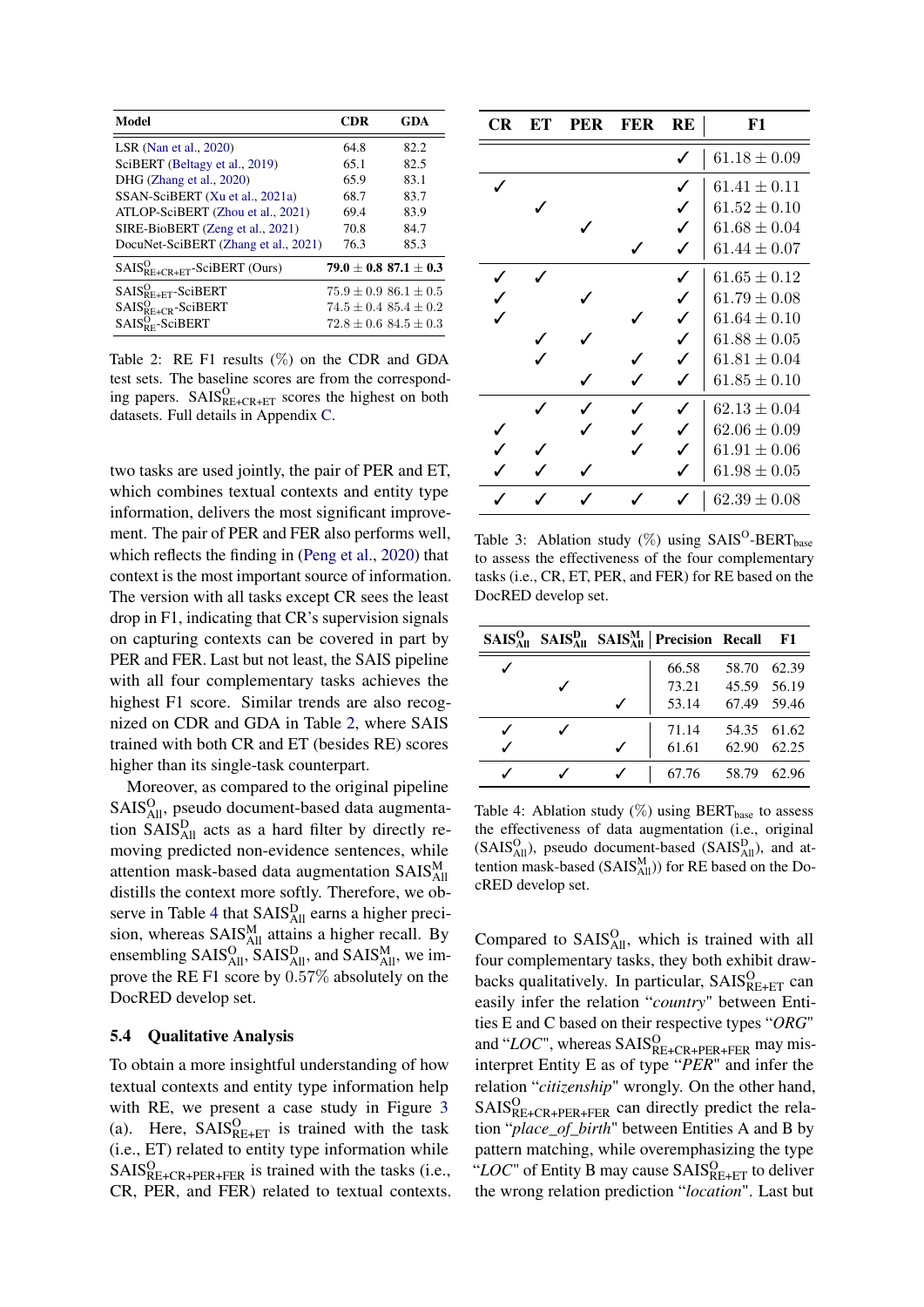| Model | CDR | GDA |
|---|---|---|
| LSR (Nan et al., 2020) | 64.8 | 82.2 |
| SciBERT (Beltagy et al., 2019) | 65.1 | 82.5 |
| DHG (Zhang et al., 2020) | 65.9 | 83.1 |
| SSAN-SciBERT (Xu et al., 2021a) | 68.7 | 83.7 |
| ATLOP-SciBERT (Zhou et al., 2021) | 69.4 | 83.9 |
| SIRE-BioBERT (Zeng et al., 2021) | 70.8 | 84.7 |
| DocuNet-SciBERT (Zhang et al., 2021) | 76.3 | 85.3 |
| $\text{SAIS}^{\text{O}}_{\text{RE+CR+ET}}$-SciBERT (Ours) | **79.0 $\pm$ 0.8** | **87.1 $\pm$ 0.3** |
| $\text{SAIS}^{\text{O}}_{\text{RE+ET}}$-SciBERT | $75.9 \pm 0.9$ | $86.1 \pm 0.5$ |
| $\text{SAIS}^{\text{O}}_{\text{RE+CR}}$-SciBERT | $74.5 \pm 0.4$ | $85.4 \pm 0.2$ |
| $\text{SAIS}^{\text{O}}_{\text{RE}}$-SciBERT | $72.8 \pm 0.6$ | $84.5 \pm 0.3$ |

Table 2: RE F1 results (%) on the CDR and GDA test sets. The baseline scores are from the corresponding papers. $\text{SAIS}^{\text{O}}_{\text{RE+CR+ET}}$ scores the highest on both datasets. Full details in Appendix C.

two tasks are used jointly, the pair of PER and ET, which combines textual contexts and entity type information, delivers the most significant improvement. The pair of PER and FER also performs well, which reflects the finding in (Peng et al., 2020) that context is the most important source of information. The version with all tasks except CR sees the least drop in F1, indicating that CR's supervision signals on capturing contexts can be covered in part by PER and FER. Last but not least, the SAIS pipeline with all four complementary tasks achieves the highest F1 score. Similar trends are also recognized on CDR and GDA in Table 2, where SAIS trained with both CR and ET (besides RE) scores higher than its single-task counterpart.

Moreover, as compared to the original pipeline $\text{SAIS}^{\text{O}}_{\text{All}}$, pseudo document-based data augmentation $\text{SAIS}^{\text{D}}_{\text{All}}$ acts as a hard filter by directly removing predicted non-evidence sentences, while attention mask-based data augmentation $\text{SAIS}^{\text{M}}_{\text{All}}$ distills the context more softly. Therefore, we observe in Table 4 that $\text{SAIS}^{\text{D}}_{\text{All}}$ earns a higher precision, whereas $\text{SAIS}^{\text{M}}_{\text{All}}$ attains a higher recall. By ensembling $\text{SAIS}^{\text{O}}_{\text{All}}$, $\text{SAIS}^{\text{D}}_{\text{All}}$, and $\text{SAIS}^{\text{M}}_{\text{All}}$, we improve the RE F1 score by $0.57\%$ absolutely on the DocRED develop set.

### 5.4 Qualitative Analysis

To obtain a more insightful understanding of how textual contexts and entity type information help with RE, we present a case study in Figure 3 (a). Here, $\text{SAIS}^{\text{O}}_{\text{RE+ET}}$ is trained with the task (i.e., ET) related to entity type information while $\text{SAIS}^{\text{O}}_{\text{RE+CR+PER+FER}}$ is trained with the tasks (i.e., CR, PER, and FER) related to textual contexts.

| CR | ET | PER | FER | RE | F1 |
|---|---|---|---|---|---|
| | | | | ✓ | $61.18 \pm 0.09$ |
| ✓ | | | | ✓ | $61.41 \pm 0.11$ |
| | ✓ | | | ✓ | $61.52 \pm 0.10$ |
| | | ✓ | | ✓ | $61.68 \pm 0.04$ |
| | | | ✓ | ✓ | $61.44 \pm 0.07$ |
| ✓ | ✓ | | | ✓ | $61.65 \pm 0.12$ |
| ✓ | | ✓ | | ✓ | $61.79 \pm 0.08$ |
| ✓ | | | ✓ | ✓ | $61.64 \pm 0.10$ |
| | ✓ | ✓ | | ✓ | $61.88 \pm 0.05$ |
| | ✓ | | ✓ | ✓ | $61.81 \pm 0.04$ |
| | | ✓ | ✓ | ✓ | $61.85 \pm 0.10$ |
| | ✓ | ✓ | ✓ | ✓ | $62.13 \pm 0.04$ |
| ✓ | | ✓ | ✓ | ✓ | $62.06 \pm 0.09$ |
| ✓ | ✓ | | ✓ | ✓ | $61.91 \pm 0.06$ |
| ✓ | ✓ | ✓ | | ✓ | $61.98 \pm 0.05$ |
| ✓ | ✓ | ✓ | ✓ | ✓ | $62.39 \pm 0.08$ |

Table 3: Ablation study (%) using $\text{SAIS}^{\text{O}}$-$\text{BERT}_{\text{base}}$ to assess the effectiveness of the four complementary tasks (i.e., CR, ET, PER, and FER) for RE based on the DocRED develop set.

| $\text{SAIS}^{\text{O}}_{\text{All}}$ | $\text{SAIS}^{\text{D}}_{\text{All}}$ | $\text{SAIS}^{\text{M}}_{\text{All}}$ | Precision | Recall | F1 |
|---|---|---|---|---|---|
| ✓ | | | 66.58 | 58.70 | 62.39 |
| | ✓ | | 73.21 | 45.59 | 56.19 |
| | | ✓ | 53.14 | 67.49 | 59.46 |
| ✓ | ✓ | | 71.14 | 54.35 | 61.62 |
| ✓ | | ✓ | 61.61 | 62.90 | 62.25 |
| ✓ | ✓ | ✓ | 67.76 | 58.79 | 62.96 |

Table 4: Ablation study (%) using $\text{BERT}_{\text{base}}$ to assess the effectiveness of data augmentation (i.e., original ($\text{SAIS}^{\text{O}}_{\text{All}}$), pseudo document-based ($\text{SAIS}^{\text{D}}_{\text{All}}$), and attention mask-based ($\text{SAIS}^{\text{M}}_{\text{All}}$)) for RE based on the DocRED develop set.

Compared to $\text{SAIS}^{\text{O}}_{\text{All}}$, which is trained with all four complementary tasks, they both exhibit drawbacks qualitatively. In particular, $\text{SAIS}^{\text{O}}_{\text{RE+ET}}$ can easily infer the relation "*country*" between Entities E and C based on their respective types "*ORG*" and "*LOC*", whereas $\text{SAIS}^{\text{O}}_{\text{RE+CR+PER+FER}}$ may misinterpret Entity E as of type "*PER*" and infer the relation "*citizenship*" wrongly. On the other hand, $\text{SAIS}^{\text{O}}_{\text{RE+CR+PER+FER}}$ can directly predict the relation "*place_of_birth*" between Entities A and B by pattern matching, while overemphasizing the type "*LOC*" of Entity B may cause $\text{SAIS}^{\text{O}}_{\text{RE+ET}}$ to deliver the wrong relation prediction "*location*". Last but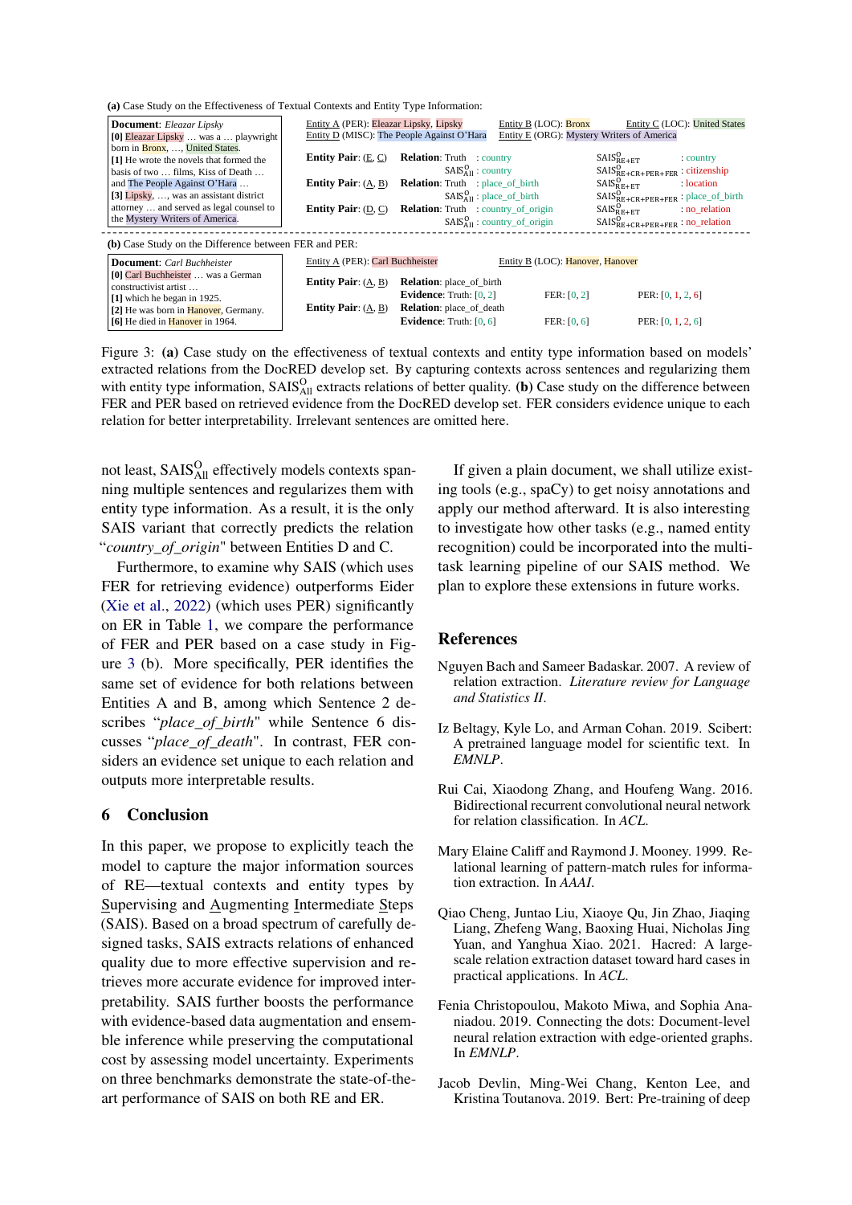**(a)** Case Study on the Effectiveness of Textual Contexts and Entity Type Information:

**Document**: *Eleazar Lipsky*
**[0]** Eleazar Lipsky … was a … playwright born in Bronx, …, United States.
**[1]** He wrote the novels that formed the basis of two … films, Kiss of Death … and The People Against O'Hara …
**[3]** Lipsky, …, was an assistant district attorney … and served as legal counsel to the Mystery Writers of America.

Entity A (PER): Eleazar Lipsky, Lipsky
Entity B (LOC): Bronx
Entity C (LOC): United States
Entity D (MISC): The People Against O'Hara
Entity E (ORG): Mystery Writers of America

| Entity Pair | Relation | | |
|---|---|---|---|
| (E, C) | Truth: country | $\text{SAIS}^{\text{O}}_{\text{RE+ET}}$: country | |
| | $\text{SAIS}^{\text{O}}_{\text{All}}$: country | $\text{SAIS}^{\text{O}}_{\text{RE+CR+PER+FER}}$: citizenship | |
| (A, B) | Truth: place_of_birth | $\text{SAIS}^{\text{O}}_{\text{RE+ET}}$: location | |
| | $\text{SAIS}^{\text{O}}_{\text{All}}$: place_of_birth | $\text{SAIS}^{\text{O}}_{\text{RE+CR+PER+FER}}$: place_of_birth | |
| (D, C) | Truth: country_of_origin | $\text{SAIS}^{\text{O}}_{\text{RE+ET}}$: no_relation | |
| | $\text{SAIS}^{\text{O}}_{\text{All}}$: country_of_origin | $\text{SAIS}^{\text{O}}_{\text{RE+CR+PER+FER}}$: no_relation | |

**(b)** Case Study on the Difference between FER and PER:

**Document**: *Carl Buchheister*
**[0]** Carl Buchheister … was a German constructivist artist …
**[1]** which he began in 1925.
**[2]** He was born in Hanover, Germany.
**[6]** He died in Hanover in 1964.

Entity A (PER): Carl Buchheister
Entity B (LOC): Hanover, Hanover

| Entity Pair | Relation | Evidence: Truth | FER | PER |
|---|---|---|---|---|
| (A, B) | place_of_birth | [0, 2] | [0, 2] | [0, 1, 2, 6] |
| (A, B) | place_of_death | [0, 6] | [0, 6] | [0, 1, 2, 6] |

Figure 3: **(a)** Case study on the effectiveness of textual contexts and entity type information based on models' extracted relations from the DocRED develop set. By capturing contexts across sentences and regularizing them with entity type information, $\text{SAIS}^{\text{O}}_{\text{All}}$ extracts relations of better quality. **(b)** Case study on the difference between FER and PER based on retrieved evidence from the DocRED develop set. FER considers evidence unique to each relation for better interpretability. Irrelevant sentences are omitted here.

not least, $\text{SAIS}^{\text{O}}_{\text{All}}$ effectively models contexts spanning multiple sentences and regularizes them with entity type information. As a result, it is the only SAIS variant that correctly predicts the relation "*country_of_origin*" between Entities D and C.

Furthermore, to examine why SAIS (which uses FER for retrieving evidence) outperforms Eider (Xie et al., 2022) (which uses PER) significantly on ER in Table 1, we compare the performance of FER and PER based on a case study in Figure 3 (b). More specifically, PER identifies the same set of evidence for both relations between Entities A and B, among which Sentence 2 describes "*place_of_birth*" while Sentence 6 discusses "*place_of_death*". In contrast, FER considers an evidence set unique to each relation and outputs more interpretable results.

## 6 Conclusion

In this paper, we propose to explicitly teach the model to capture the major information sources of RE—textual contexts and entity types by Supervising and Augmenting Intermediate Steps (SAIS). Based on a broad spectrum of carefully designed tasks, SAIS extracts relations of enhanced quality due to more effective supervision and retrieves more accurate evidence for improved interpretability. SAIS further boosts the performance with evidence-based data augmentation and ensemble inference while preserving the computational cost by assessing model uncertainty. Experiments on three benchmarks demonstrate the state-of-the-art performance of SAIS on both RE and ER.

If given a plain document, we shall utilize existing tools (e.g., spaCy) to get noisy annotations and apply our method afterward. It is also interesting to investigate how other tasks (e.g., named entity recognition) could be incorporated into the multi-task learning pipeline of our SAIS method. We plan to explore these extensions in future works.

## References

Nguyen Bach and Sameer Badaskar. 2007. A review of relation extraction. *Literature review for Language and Statistics II*.

Iz Beltagy, Kyle Lo, and Arman Cohan. 2019. Scibert: A pretrained language model for scientific text. In *EMNLP*.

Rui Cai, Xiaodong Zhang, and Houfeng Wang. 2016. Bidirectional recurrent convolutional neural network for relation classification. In *ACL*.

Mary Elaine Califf and Raymond J. Mooney. 1999. Relational learning of pattern-match rules for information extraction. In *AAAI*.

Qiao Cheng, Juntao Liu, Xiaoye Qu, Jin Zhao, Jiaqing Liang, Zhefeng Wang, Baoxing Huai, Nicholas Jing Yuan, and Yanghua Xiao. 2021. Hacred: A large-scale relation extraction dataset toward hard cases in practical applications. In *ACL*.

Fenia Christopoulou, Makoto Miwa, and Sophia Ananiadou. 2019. Connecting the dots: Document-level neural relation extraction with edge-oriented graphs. In *EMNLP*.

Jacob Devlin, Ming-Wei Chang, Kenton Lee, and Kristina Toutanova. 2019. Bert: Pre-training of deep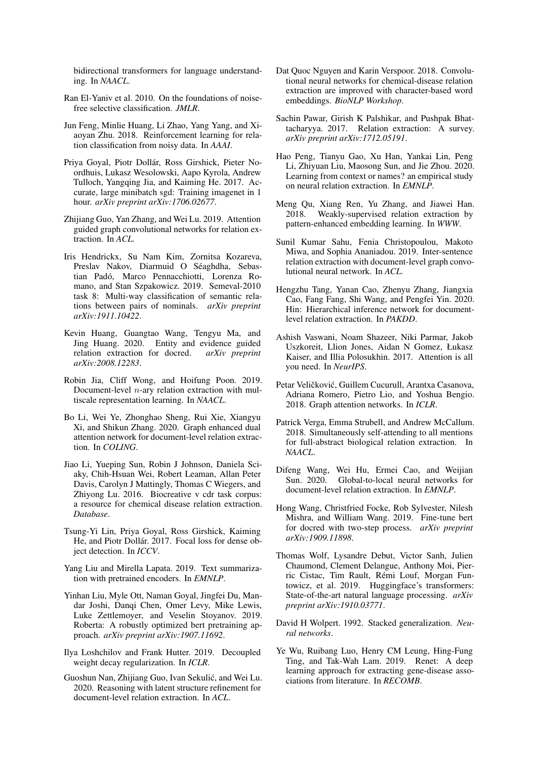bidirectional transformers for language understanding. In *NAACL*.

Ran El-Yaniv et al. 2010. On the foundations of noise-free selective classification. *JMLR*.

Jun Feng, Minlie Huang, Li Zhao, Yang Yang, and Xiaoyan Zhu. 2018. Reinforcement learning for relation classification from noisy data. In *AAAI*.

Priya Goyal, Piotr Dollár, Ross Girshick, Pieter Noordhuis, Lukasz Wesolowski, Aapo Kyrola, Andrew Tulloch, Yangqing Jia, and Kaiming He. 2017. Accurate, large minibatch sgd: Training imagenet in 1 hour. *arXiv preprint arXiv:1706.02677*.

Zhijiang Guo, Yan Zhang, and Wei Lu. 2019. Attention guided graph convolutional networks for relation extraction. In *ACL*.

Iris Hendrickx, Su Nam Kim, Zornitsa Kozareva, Preslav Nakov, Diarmuid O Séaghdha, Sebastian Padó, Marco Pennacchiotti, Lorenza Romano, and Stan Szpakowicz. 2019. Semeval-2010 task 8: Multi-way classification of semantic relations between pairs of nominals. *arXiv preprint arXiv:1911.10422*.

Kevin Huang, Guangtao Wang, Tengyu Ma, and Jing Huang. 2020. Entity and evidence guided relation extraction for docred. *arXiv preprint arXiv:2008.12283*.

Robin Jia, Cliff Wong, and Hoifung Poon. 2019. Document-level $n$-ary relation extraction with multiscale representation learning. In *NAACL*.

Bo Li, Wei Ye, Zhonghao Sheng, Rui Xie, Xiangyu Xi, and Shikun Zhang. 2020. Graph enhanced dual attention network for document-level relation extraction. In *COLING*.

Jiao Li, Yueping Sun, Robin J Johnson, Daniela Sciaky, Chih-Hsuan Wei, Robert Leaman, Allan Peter Davis, Carolyn J Mattingly, Thomas C Wiegers, and Zhiyong Lu. 2016. Biocreative v cdr task corpus: a resource for chemical disease relation extraction. *Database*.

Tsung-Yi Lin, Priya Goyal, Ross Girshick, Kaiming He, and Piotr Dollár. 2017. Focal loss for dense object detection. In *ICCV*.

Yang Liu and Mirella Lapata. 2019. Text summarization with pretrained encoders. In *EMNLP*.

Yinhan Liu, Myle Ott, Naman Goyal, Jingfei Du, Mandar Joshi, Danqi Chen, Omer Levy, Mike Lewis, Luke Zettlemoyer, and Veselin Stoyanov. 2019. Roberta: A robustly optimized bert pretraining approach. *arXiv preprint arXiv:1907.11692*.

Ilya Loshchilov and Frank Hutter. 2019. Decoupled weight decay regularization. In *ICLR*.

Guoshun Nan, Zhijiang Guo, Ivan Sekulić, and Wei Lu. 2020. Reasoning with latent structure refinement for document-level relation extraction. In *ACL*.

Dat Quoc Nguyen and Karin Verspoor. 2018. Convolutional neural networks for chemical-disease relation extraction are improved with character-based word embeddings. *BioNLP Workshop*.

Sachin Pawar, Girish K Palshikar, and Pushpak Bhattacharyya. 2017. Relation extraction: A survey. *arXiv preprint arXiv:1712.05191*.

Hao Peng, Tianyu Gao, Xu Han, Yankai Lin, Peng Li, Zhiyuan Liu, Maosong Sun, and Jie Zhou. 2020. Learning from context or names? an empirical study on neural relation extraction. In *EMNLP*.

Meng Qu, Xiang Ren, Yu Zhang, and Jiawei Han. 2018. Weakly-supervised relation extraction by pattern-enhanced embedding learning. In *WWW*.

Sunil Kumar Sahu, Fenia Christopoulou, Makoto Miwa, and Sophia Ananiadou. 2019. Inter-sentence relation extraction with document-level graph convolutional neural network. In *ACL*.

Hengzhu Tang, Yanan Cao, Zhenyu Zhang, Jiangxia Cao, Fang Fang, Shi Wang, and Pengfei Yin. 2020. Hin: Hierarchical inference network for document-level relation extraction. In *PAKDD*.

Ashish Vaswani, Noam Shazeer, Niki Parmar, Jakob Uszkoreit, Llion Jones, Aidan N Gomez, Łukasz Kaiser, and Illia Polosukhin. 2017. Attention is all you need. In *NeurIPS*.

Petar Veličković, Guillem Cucurull, Arantxa Casanova, Adriana Romero, Pietro Lio, and Yoshua Bengio. 2018. Graph attention networks. In *ICLR*.

Patrick Verga, Emma Strubell, and Andrew McCallum. 2018. Simultaneously self-attending to all mentions for full-abstract biological relation extraction. In *NAACL*.

Difeng Wang, Wei Hu, Ermei Cao, and Weijian Sun. 2020. Global-to-local neural networks for document-level relation extraction. In *EMNLP*.

Hong Wang, Christfried Focke, Rob Sylvester, Nilesh Mishra, and William Wang. 2019. Fine-tune bert for docred with two-step process. *arXiv preprint arXiv:1909.11898*.

Thomas Wolf, Lysandre Debut, Victor Sanh, Julien Chaumond, Clement Delangue, Anthony Moi, Pierric Cistac, Tim Rault, Rémi Louf, Morgan Funtowicz, et al. 2019. Huggingface's transformers: State-of-the-art natural language processing. *arXiv preprint arXiv:1910.03771*.

David H Wolpert. 1992. Stacked generalization. *Neural networks*.

Ye Wu, Ruibang Luo, Henry CM Leung, Hing-Fung Ting, and Tak-Wah Lam. 2019. Renet: A deep learning approach for extracting gene-disease associations from literature. In *RECOMB*.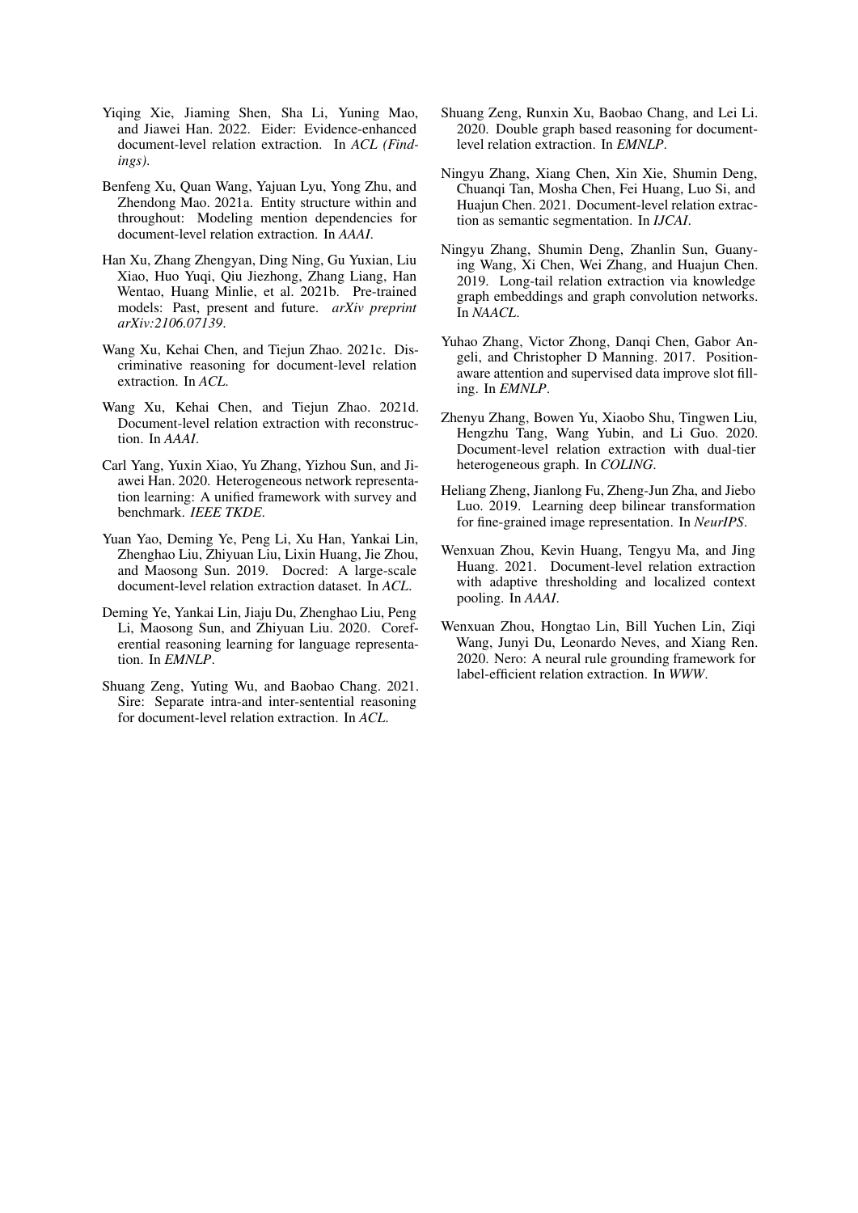Yiqing Xie, Jiaming Shen, Sha Li, Yuning Mao, and Jiawei Han. 2022. Eider: Evidence-enhanced document-level relation extraction. In *ACL (Findings)*.

Benfeng Xu, Quan Wang, Yajuan Lyu, Yong Zhu, and Zhendong Mao. 2021a. Entity structure within and throughout: Modeling mention dependencies for document-level relation extraction. In *AAAI*.

Han Xu, Zhang Zhengyan, Ding Ning, Gu Yuxian, Liu Xiao, Huo Yuqi, Qiu Jiezhong, Zhang Liang, Han Wentao, Huang Minlie, et al. 2021b. Pre-trained models: Past, present and future. *arXiv preprint arXiv:2106.07139*.

Wang Xu, Kehai Chen, and Tiejun Zhao. 2021c. Discriminative reasoning for document-level relation extraction. In *ACL*.

Wang Xu, Kehai Chen, and Tiejun Zhao. 2021d. Document-level relation extraction with reconstruction. In *AAAI*.

Carl Yang, Yuxin Xiao, Yu Zhang, Yizhou Sun, and Jiawei Han. 2020. Heterogeneous network representation learning: A unified framework with survey and benchmark. *IEEE TKDE*.

Yuan Yao, Deming Ye, Peng Li, Xu Han, Yankai Lin, Zhenghao Liu, Zhiyuan Liu, Lixin Huang, Jie Zhou, and Maosong Sun. 2019. Docred: A large-scale document-level relation extraction dataset. In *ACL*.

Deming Ye, Yankai Lin, Jiaju Du, Zhenghao Liu, Peng Li, Maosong Sun, and Zhiyuan Liu. 2020. Coreferential reasoning learning for language representation. In *EMNLP*.

Shuang Zeng, Yuting Wu, and Baobao Chang. 2021. Sire: Separate intra-and inter-sentential reasoning for document-level relation extraction. In *ACL*.

Shuang Zeng, Runxin Xu, Baobao Chang, and Lei Li. 2020. Double graph based reasoning for document-level relation extraction. In *EMNLP*.

Ningyu Zhang, Xiang Chen, Xin Xie, Shumin Deng, Chuanqi Tan, Mosha Chen, Fei Huang, Luo Si, and Huajun Chen. 2021. Document-level relation extraction as semantic segmentation. In *IJCAI*.

Ningyu Zhang, Shumin Deng, Zhanlin Sun, Guanying Wang, Xi Chen, Wei Zhang, and Huajun Chen. 2019. Long-tail relation extraction via knowledge graph embeddings and graph convolution networks. In *NAACL*.

Yuhao Zhang, Victor Zhong, Danqi Chen, Gabor Angeli, and Christopher D Manning. 2017. Position-aware attention and supervised data improve slot filling. In *EMNLP*.

Zhenyu Zhang, Bowen Yu, Xiaobo Shu, Tingwen Liu, Hengzhu Tang, Wang Yubin, and Li Guo. 2020. Document-level relation extraction with dual-tier heterogeneous graph. In *COLING*.

Heliang Zheng, Jianlong Fu, Zheng-Jun Zha, and Jiebo Luo. 2019. Learning deep bilinear transformation for fine-grained image representation. In *NeurIPS*.

Wenxuan Zhou, Kevin Huang, Tengyu Ma, and Jing Huang. 2021. Document-level relation extraction with adaptive thresholding and localized context pooling. In *AAAI*.

Wenxuan Zhou, Hongtao Lin, Bill Yuchen Lin, Ziqi Wang, Junyi Du, Leonardo Neves, and Xiang Ren. 2020. Nero: A neural rule grounding framework for label-efficient relation extraction. In *WWW*.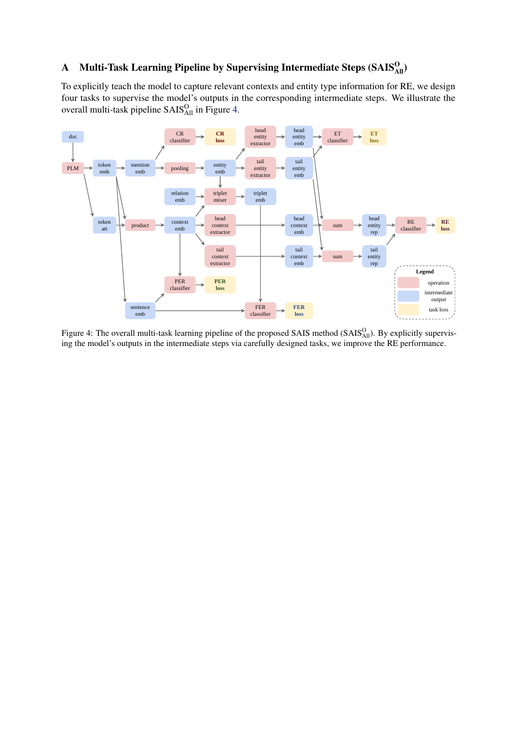# A Multi-Task Learning Pipeline by Supervising Intermediate Steps ($\text{SAIS}^{\text{O}}_{\text{All}}$)

To explicitly teach the model to capture relevant contexts and entity type information for RE, we design four tasks to supervise the model's outputs in the corresponding intermediate steps. We illustrate the overall multi-task pipeline $\text{SAIS}^{\text{O}}_{\text{All}}$ in Figure 4.

Figure 4: The overall multi-task learning pipeline of the proposed SAIS method ($\text{SAIS}^{\text{O}}_{\text{All}}$). By explicitly supervising the model's outputs in the intermediate steps via carefully designed tasks, we improve the RE performance.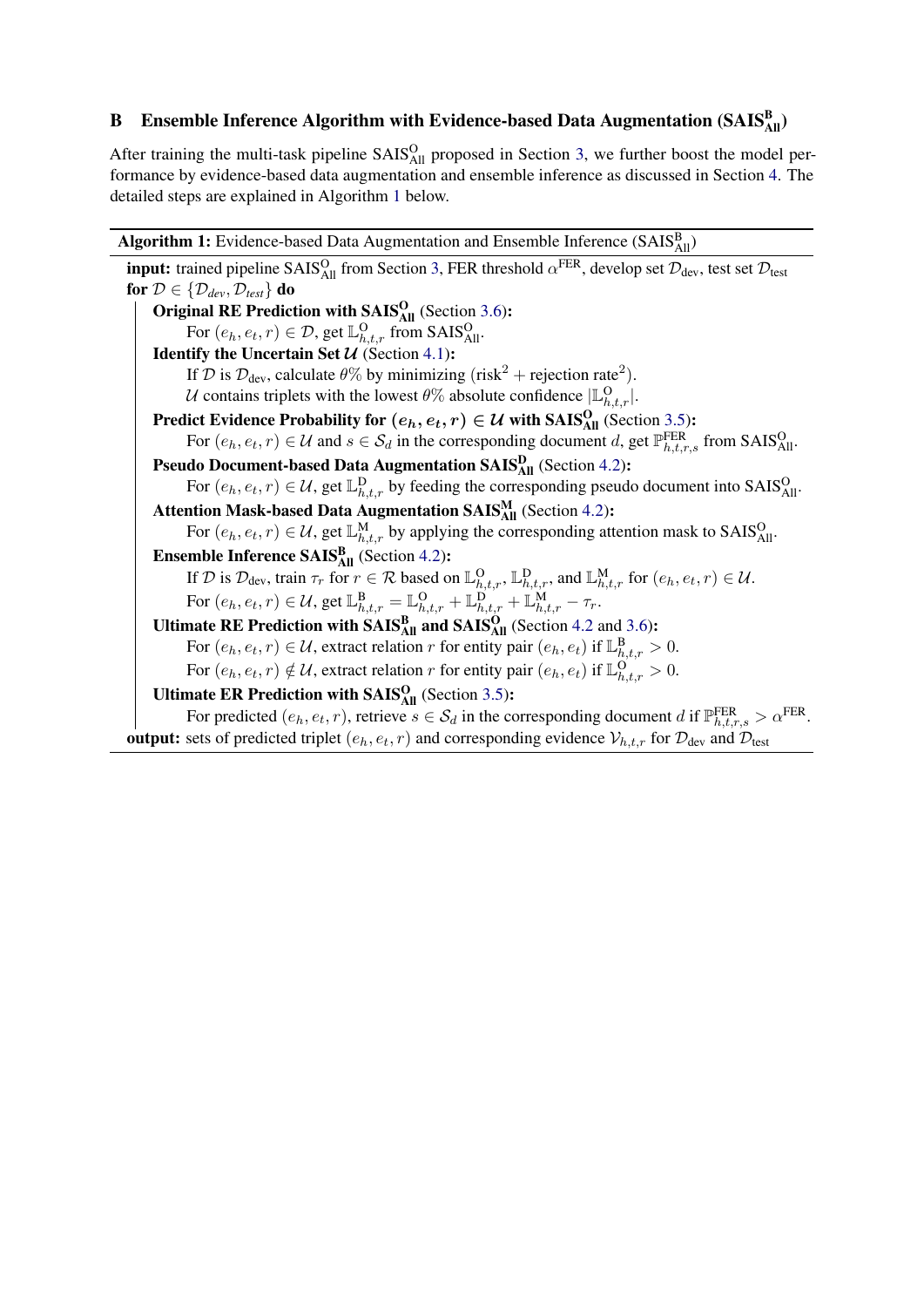## B Ensemble Inference Algorithm with Evidence-based Data Augmentation ($\text{SAIS}^{\text{B}}_{\text{All}}$)

After training the multi-task pipeline $\text{SAIS}^{\text{O}}_{\text{All}}$ proposed in Section 3, we further boost the model performance by evidence-based data augmentation and ensemble inference as discussed in Section 4. The detailed steps are explained in Algorithm 1 below.

---

**Algorithm 1:** Evidence-based Data Augmentation and Ensemble Inference ($\text{SAIS}^{\text{B}}_{\text{All}}$)

---

**input:** trained pipeline $\text{SAIS}^{\text{O}}_{\text{All}}$ from Section 3, FER threshold $\alpha^{\text{FER}}$, develop set $\mathcal{D}_{\text{dev}}$, test set $\mathcal{D}_{\text{test}}$

**for** $\mathcal{D} \in \{\mathcal{D}_{dev}, \mathcal{D}_{test}\}$ **do**

- **Original RE Prediction with $\text{SAIS}^{\text{O}}_{\text{All}}$** (Section 3.6)**:**
  - For $(e_h, e_t, r) \in \mathcal{D}$, get $\mathbb{L}^{\text{O}}_{h,t,r}$ from $\text{SAIS}^{\text{O}}_{\text{All}}$.
- **Identify the Uncertain Set $\mathcal{U}$** (Section 4.1)**:**
  - If $\mathcal{D}$ is $\mathcal{D}_{\text{dev}}$, calculate $\theta\%$ by minimizing ($\text{risk}^2 + \text{rejection rate}^2$).
  - $\mathcal{U}$ contains triplets with the lowest $\theta\%$ absolute confidence $|\mathbb{L}^{\text{O}}_{h,t,r}|$.
- **Predict Evidence Probability for $(e_h, e_t, r) \in \mathcal{U}$ with $\text{SAIS}^{\text{O}}_{\text{All}}$** (Section 3.5)**:**
  - For $(e_h, e_t, r) \in \mathcal{U}$ and $s \in \mathcal{S}_d$ in the corresponding document $d$, get $\mathbb{P}^{\text{FER}}_{h,t,r,s}$ from $\text{SAIS}^{\text{O}}_{\text{All}}$.
- **Pseudo Document-based Data Augmentation $\text{SAIS}^{\text{D}}_{\text{All}}$** (Section 4.2)**:**
  - For $(e_h, e_t, r) \in \mathcal{U}$, get $\mathbb{L}^{\text{D}}_{h,t,r}$ by feeding the corresponding pseudo document into $\text{SAIS}^{\text{O}}_{\text{All}}$.
- **Attention Mask-based Data Augmentation $\text{SAIS}^{\text{M}}_{\text{All}}$** (Section 4.2)**:**
  - For $(e_h, e_t, r) \in \mathcal{U}$, get $\mathbb{L}^{\text{M}}_{h,t,r}$ by applying the corresponding attention mask to $\text{SAIS}^{\text{O}}_{\text{All}}$.
- **Ensemble Inference $\text{SAIS}^{\text{B}}_{\text{All}}$** (Section 4.2)**:**
  - If $\mathcal{D}$ is $\mathcal{D}_{\text{dev}}$, train $\tau_r$ for $r \in \mathcal{R}$ based on $\mathbb{L}^{\text{O}}_{h,t,r}$, $\mathbb{L}^{\text{D}}_{h,t,r}$, and $\mathbb{L}^{\text{M}}_{h,t,r}$ for $(e_h, e_t, r) \in \mathcal{U}$.
  - For $(e_h, e_t, r) \in \mathcal{U}$, get $\mathbb{L}^{\text{B}}_{h,t,r} = \mathbb{L}^{\text{O}}_{h,t,r} + \mathbb{L}^{\text{D}}_{h,t,r} + \mathbb{L}^{\text{M}}_{h,t,r} - \tau_r$.
- **Ultimate RE Prediction with $\text{SAIS}^{\text{B}}_{\text{All}}$ and $\text{SAIS}^{\text{O}}_{\text{All}}$** (Section 4.2 and 3.6)**:**
  - For $(e_h, e_t, r) \in \mathcal{U}$, extract relation $r$ for entity pair $(e_h, e_t)$ if $\mathbb{L}^{\text{B}}_{h,t,r} > 0$.
  - For $(e_h, e_t, r) \notin \mathcal{U}$, extract relation $r$ for entity pair $(e_h, e_t)$ if $\mathbb{L}^{\text{O}}_{h,t,r} > 0$.
- **Ultimate ER Prediction with $\text{SAIS}^{\text{O}}_{\text{All}}$** (Section 3.5)**:**
  - For predicted $(e_h, e_t, r)$, retrieve $s \in \mathcal{S}_d$ in the corresponding document $d$ if $\mathbb{P}^{\text{FER}}_{h,t,r,s} > \alpha^{\text{FER}}$.

**output:** sets of predicted triplet $(e_h, e_t, r)$ and corresponding evidence $\mathcal{V}_{h,t,r}$ for $\mathcal{D}_{\text{dev}}$ and $\mathcal{D}_{\text{test}}$

---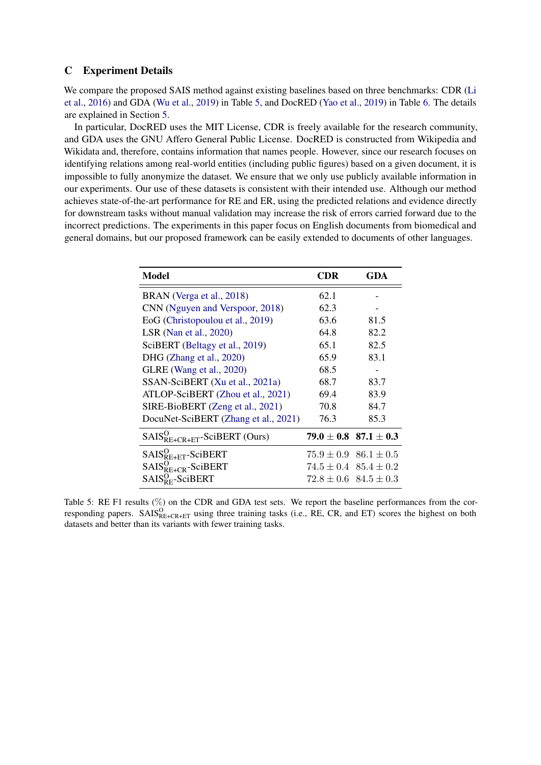## C Experiment Details

We compare the proposed SAIS method against existing baselines based on three benchmarks: CDR (Li et al., 2016) and GDA (Wu et al., 2019) in Table 5, and DocRED (Yao et al., 2019) in Table 6. The details are explained in Section 5.

In particular, DocRED uses the MIT License, CDR is freely available for the research community, and GDA uses the GNU Affero General Public License. DocRED is constructed from Wikipedia and Wikidata and, therefore, contains information that names people. However, since our research focuses on identifying relations among real-world entities (including public figures) based on a given document, it is impossible to fully anonymize the dataset. We ensure that we only use publicly available information in our experiments. Our use of these datasets is consistent with their intended use. Although our method achieves state-of-the-art performance for RE and ER, using the predicted relations and evidence directly for downstream tasks without manual validation may increase the risk of errors carried forward due to the incorrect predictions. The experiments in this paper focus on English documents from biomedical and general domains, but our proposed framework can be easily extended to documents of other languages.

| Model | CDR | GDA |
|---|---|---|
| BRAN (Verga et al., 2018) | 62.1 | - |
| CNN (Nguyen and Verspoor, 2018) | 62.3 | - |
| EoG (Christopoulou et al., 2019) | 63.6 | 81.5 |
| LSR (Nan et al., 2020) | 64.8 | 82.2 |
| SciBERT (Beltagy et al., 2019) | 65.1 | 82.5 |
| DHG (Zhang et al., 2020) | 65.9 | 83.1 |
| GLRE (Wang et al., 2020) | 68.5 | - |
| SSAN-SciBERT (Xu et al., 2021a) | 68.7 | 83.7 |
| ATLOP-SciBERT (Zhou et al., 2021) | 69.4 | 83.9 |
| SIRE-BioBERT (Zeng et al., 2021) | 70.8 | 84.7 |
| DocuNet-SciBERT (Zhang et al., 2021) | 76.3 | 85.3 |
| $\text{SAIS}^{\text{O}}_{\text{RE+CR+ET}}$-SciBERT (Ours) | **$79.0 \pm 0.8$** | **$87.1 \pm 0.3$** |
| $\text{SAIS}^{\text{O}}_{\text{RE+ET}}$-SciBERT | $75.9 \pm 0.9$ | $86.1 \pm 0.5$ |
| $\text{SAIS}^{\text{O}}_{\text{RE+CR}}$-SciBERT | $74.5 \pm 0.4$ | $85.4 \pm 0.2$ |
| $\text{SAIS}^{\text{O}}_{\text{RE}}$-SciBERT | $72.8 \pm 0.6$ | $84.5 \pm 0.3$ |

Table 5: RE F1 results (%) on the CDR and GDA test sets. We report the baseline performances from the corresponding papers. $\text{SAIS}^{\text{O}}_{\text{RE+CR+ET}}$ using three training tasks (i.e., RE, CR, and ET) scores the highest on both datasets and better than its variants with fewer training tasks.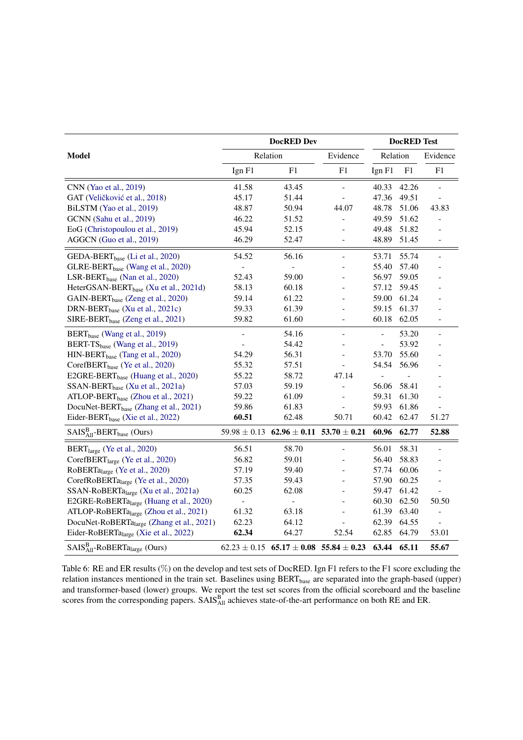| Model | DocRED Dev | | | DocRED Test | | |
|---|---|---|---|---|---|---|
| | Relation | | Evidence | Relation | | Evidence |
| | Ign F1 | F1 | F1 | Ign F1 | F1 | F1 |
| CNN (Yao et al., 2019) | 41.58 | 43.45 | - | 40.33 | 42.26 | - |
| GAT (Veličković et al., 2018) | 45.17 | 51.44 | - | 47.36 | 49.51 | - |
| BiLSTM (Yao et al., 2019) | 48.87 | 50.94 | 44.07 | 48.78 | 51.06 | 43.83 |
| GCNN (Sahu et al., 2019) | 46.22 | 51.52 | - | 49.59 | 51.62 | - |
| EoG (Christopoulou et al., 2019) | 45.94 | 52.15 | - | 49.48 | 51.82 | - |
| AGGCN (Guo et al., 2019) | 46.29 | 52.47 | - | 48.89 | 51.45 | - |
| GEDA-BERT$_{\text{base}}$ (Li et al., 2020) | 54.52 | 56.16 | - | 53.71 | 55.74 | - |
| GLRE-BERT$_{\text{base}}$ (Wang et al., 2020) | - | - | - | 55.40 | 57.40 | - |
| LSR-BERT$_{\text{base}}$ (Nan et al., 2020) | 52.43 | 59.00 | - | 56.97 | 59.05 | - |
| HeterGSAN-BERT$_{\text{base}}$ (Xu et al., 2021d) | 58.13 | 60.18 | - | 57.12 | 59.45 | - |
| GAIN-BERT$_{\text{base}}$ (Zeng et al., 2020) | 59.14 | 61.22 | - | 59.00 | 61.24 | - |
| DRN-BERT$_{\text{base}}$ (Xu et al., 2021c) | 59.33 | 61.39 | - | 59.15 | 61.37 | - |
| SIRE-BERT$_{\text{base}}$ (Zeng et al., 2021) | 59.82 | 61.60 | - | 60.18 | 62.05 | - |
| BERT$_{\text{base}}$ (Wang et al., 2019) | - | 54.16 | - | - | 53.20 | - |
| BERT-TS$_{\text{base}}$ (Wang et al., 2019) | - | 54.42 | - | - | 53.92 | - |
| HIN-BERT$_{\text{base}}$ (Tang et al., 2020) | 54.29 | 56.31 | - | 53.70 | 55.60 | - |
| CorefBERT$_{\text{base}}$ (Ye et al., 2020) | 55.32 | 57.51 | - | 54.54 | 56.96 | - |
| E2GRE-BERT$_{\text{base}}$ (Huang et al., 2020) | 55.22 | 58.72 | 47.14 | - | - | - |
| SSAN-BERT$_{\text{base}}$ (Xu et al., 2021a) | 57.03 | 59.19 | - | 56.06 | 58.41 | - |
| ATLOP-BERT$_{\text{base}}$ (Zhou et al., 2021) | 59.22 | 61.09 | - | 59.31 | 61.30 | - |
| DocuNet-BERT$_{\text{base}}$ (Zhang et al., 2021) | 59.86 | 61.83 | - | 59.93 | 61.86 | - |
| Eider-BERT$_{\text{base}}$ (Xie et al., 2022) | **60.51** | 62.48 | 50.71 | 60.42 | 62.47 | 51.27 |
| SAIS$^{\text{B}}_{\text{All}}$-BERT$_{\text{base}}$ (Ours) | 59.98 $\pm$ 0.13 | **62.96 $\pm$ 0.11** | **53.70 $\pm$ 0.21** | **60.96** | **62.77** | **52.88** |
| BERT$_{\text{large}}$ (Ye et al., 2020) | 56.51 | 58.70 | - | 56.01 | 58.31 | - |
| CorefBERT$_{\text{large}}$ (Ye et al., 2020) | 56.82 | 59.01 | - | 56.40 | 58.83 | - |
| RoBERTa$_{\text{large}}$ (Ye et al., 2020) | 57.19 | 59.40 | - | 57.74 | 60.06 | - |
| CorefRoBERTa$_{\text{large}}$ (Ye et al., 2020) | 57.35 | 59.43 | - | 57.90 | 60.25 | - |
| SSAN-RoBERTa$_{\text{large}}$ (Xu et al., 2021a) | 60.25 | 62.08 | - | 59.47 | 61.42 | - |
| E2GRE-RoBERTa$_{\text{large}}$ (Huang et al., 2020) | - | - | - | 60.30 | 62.50 | 50.50 |
| ATLOP-RoBERTa$_{\text{large}}$ (Zhou et al., 2021) | 61.32 | 63.18 | - | 61.39 | 63.40 | - |
| DocuNet-RoBERTa$_{\text{large}}$ (Zhang et al., 2021) | 62.23 | 64.12 | - | 62.39 | 64.55 | - |
| Eider-RoBERTa$_{\text{large}}$ (Xie et al., 2022) | **62.34** | 64.27 | 52.54 | 62.85 | 64.79 | 53.01 |
| SAIS$^{\text{B}}_{\text{All}}$-RoBERTa$_{\text{large}}$ (Ours) | 62.23 $\pm$ 0.15 | **65.17 $\pm$ 0.08** | **55.84 $\pm$ 0.23** | **63.44** | **65.11** | **55.67** |

Table 6: RE and ER results (%) on the develop and test sets of DocRED. Ign F1 refers to the F1 score excluding the relation instances mentioned in the train set. Baselines using BERT$_{\text{base}}$ are separated into the graph-based (upper) and transformer-based (lower) groups. We report the test set scores from the official scoreboard and the baseline scores from the corresponding papers. SAIS$^{\text{B}}_{\text{All}}$ achieves state-of-the-art performance on both RE and ER.